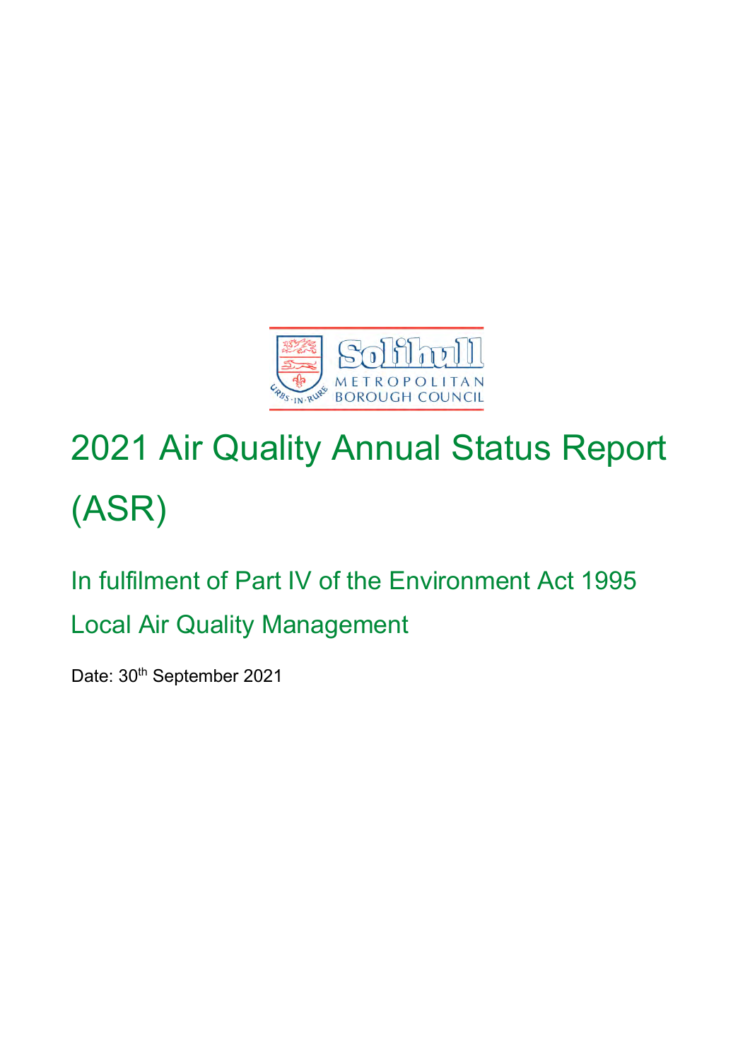# 2021 Air Quality Annual Status Report (ASR)

## In fulfilment of Part IV of the Environment Act 1995 Local Air Quality Management

Date: 30th September 2021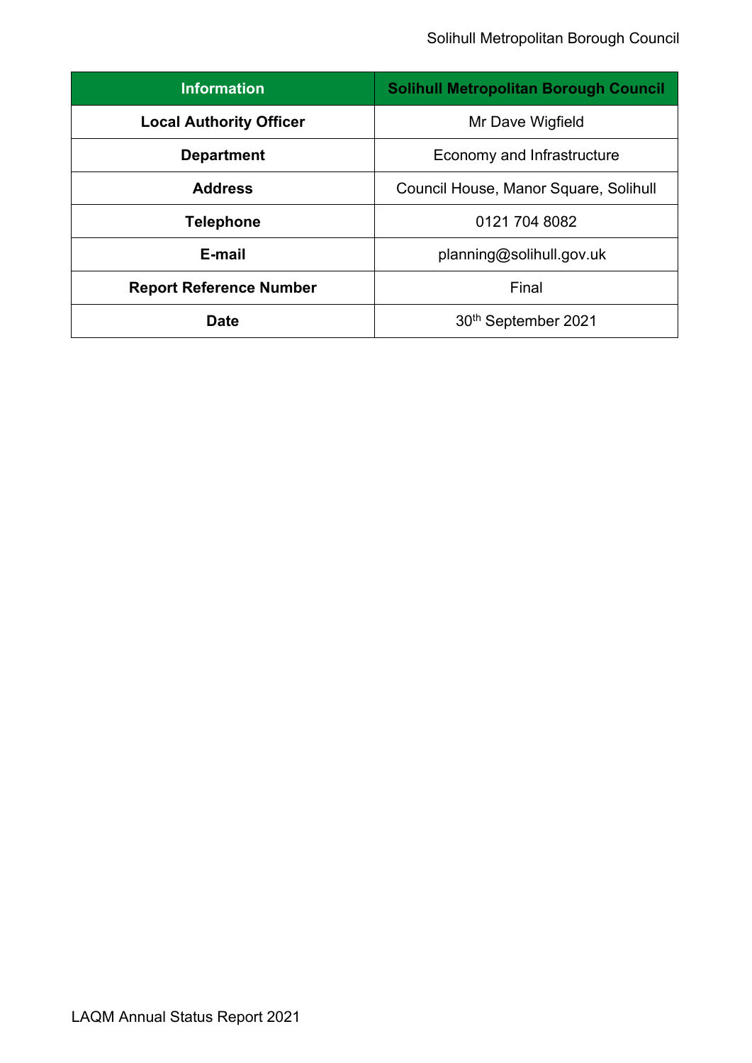| Information | Solihull Metropolitan Borough Council |
|---|---|
| **Local Authority Officer** | Mr Dave Wigfield |
| **Department** | Economy and Infrastructure |
| **Address** | Council House, Manor Square, Solihull |
| **Telephone** | 0121 704 8082 |
| **E-mail** | planning@solihull.gov.uk |
| **Report Reference Number** | Final |
| **Date** | 30th September 2021 |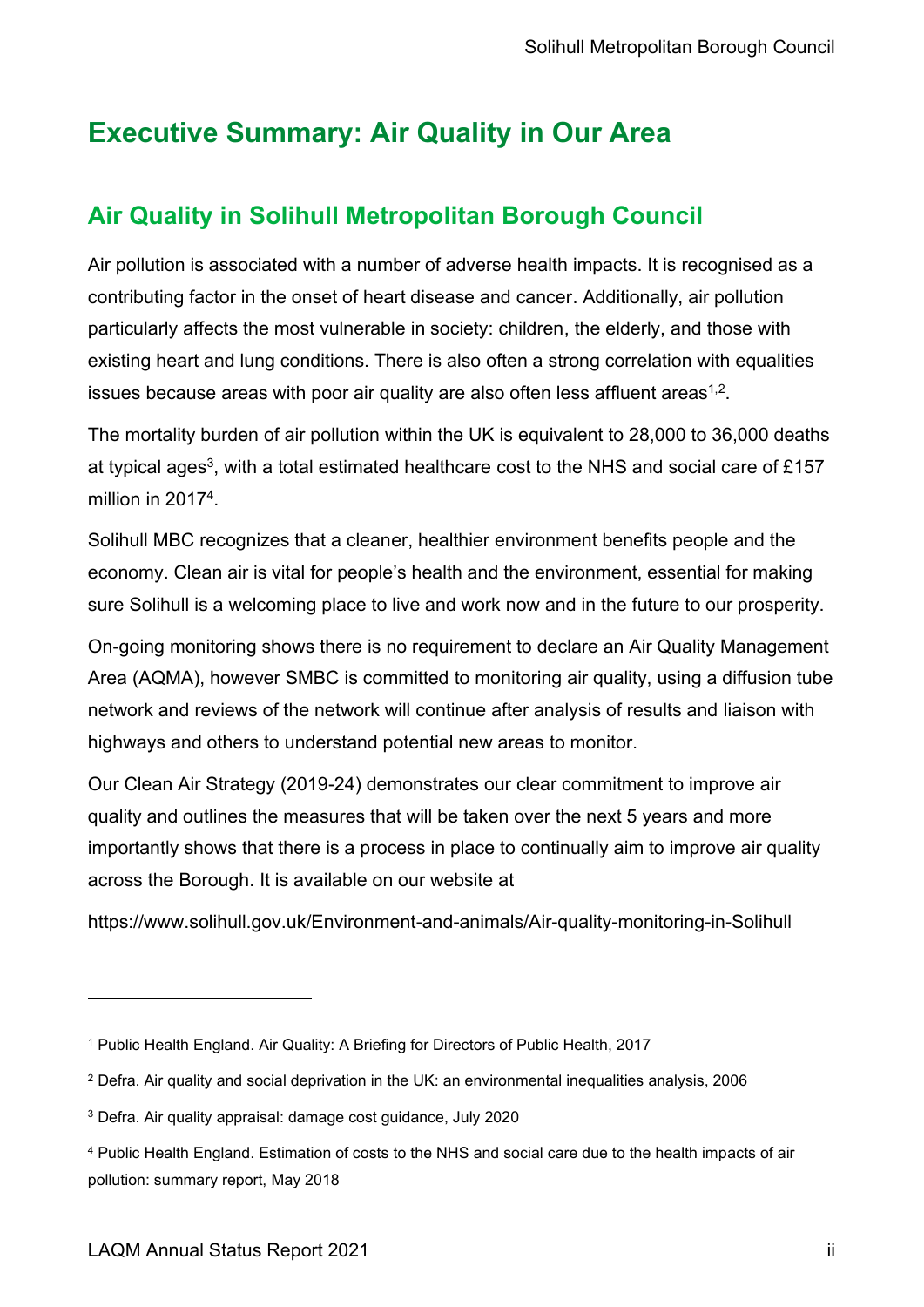# Executive Summary: Air Quality in Our Area

## Air Quality in Solihull Metropolitan Borough Council

Air pollution is associated with a number of adverse health impacts. It is recognised as a contributing factor in the onset of heart disease and cancer. Additionally, air pollution particularly affects the most vulnerable in society: children, the elderly, and those with existing heart and lung conditions. There is also often a strong correlation with equalities issues because areas with poor air quality are also often less affluent areas[1,2].

The mortality burden of air pollution within the UK is equivalent to 28,000 to 36,000 deaths at typical ages[3], with a total estimated healthcare cost to the NHS and social care of £157 million in 2017[4].

Solihull MBC recognizes that a cleaner, healthier environment benefits people and the economy. Clean air is vital for people's health and the environment, essential for making sure Solihull is a welcoming place to live and work now and in the future to our prosperity.

On-going monitoring shows there is no requirement to declare an Air Quality Management Area (AQMA), however SMBC is committed to monitoring air quality, using a diffusion tube network and reviews of the network will continue after analysis of results and liaison with highways and others to understand potential new areas to monitor.

Our Clean Air Strategy (2019-24) demonstrates our clear commitment to improve air quality and outlines the measures that will be taken over the next 5 years and more importantly shows that there is a process in place to continually aim to improve air quality across the Borough. It is available on our website at

https://www.solihull.gov.uk/Environment-and-animals/Air-quality-monitoring-in-Solihull

---

[1] Public Health England. Air Quality: A Briefing for Directors of Public Health, 2017

[2] Defra. Air quality and social deprivation in the UK: an environmental inequalities analysis, 2006

[3] Defra. Air quality appraisal: damage cost guidance, July 2020

[4] Public Health England. Estimation of costs to the NHS and social care due to the health impacts of air pollution: summary report, May 2018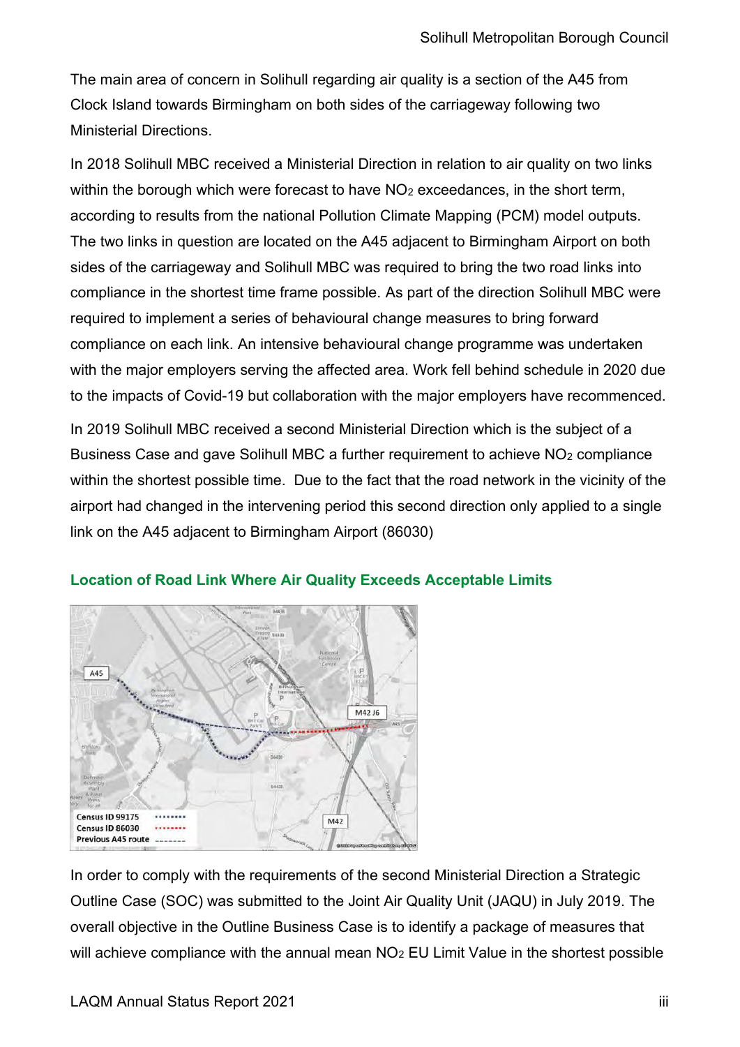The main area of concern in Solihull regarding air quality is a section of the A45 from Clock Island towards Birmingham on both sides of the carriageway following two Ministerial Directions.

In 2018 Solihull MBC received a Ministerial Direction in relation to air quality on two links within the borough which were forecast to have $NO_2$ exceedances, in the short term, according to results from the national Pollution Climate Mapping (PCM) model outputs. The two links in question are located on the A45 adjacent to Birmingham Airport on both sides of the carriageway and Solihull MBC was required to bring the two road links into compliance in the shortest time frame possible. As part of the direction Solihull MBC were required to implement a series of behavioural change measures to bring forward compliance on each link. An intensive behavioural change programme was undertaken with the major employers serving the affected area. Work fell behind schedule in 2020 due to the impacts of Covid-19 but collaboration with the major employers have recommenced.

In 2019 Solihull MBC received a second Ministerial Direction which is the subject of a Business Case and gave Solihull MBC a further requirement to achieve $NO_2$ compliance within the shortest possible time. Due to the fact that the road network in the vicinity of the airport had changed in the intervening period this second direction only applied to a single link on the A45 adjacent to Birmingham Airport (86030)

### Location of Road Link Where Air Quality Exceeds Acceptable Limits

In order to comply with the requirements of the second Ministerial Direction a Strategic Outline Case (SOC) was submitted to the Joint Air Quality Unit (JAQU) in July 2019. The overall objective in the Outline Business Case is to identify a package of measures that will achieve compliance with the annual mean $NO_2$ EU Limit Value in the shortest possible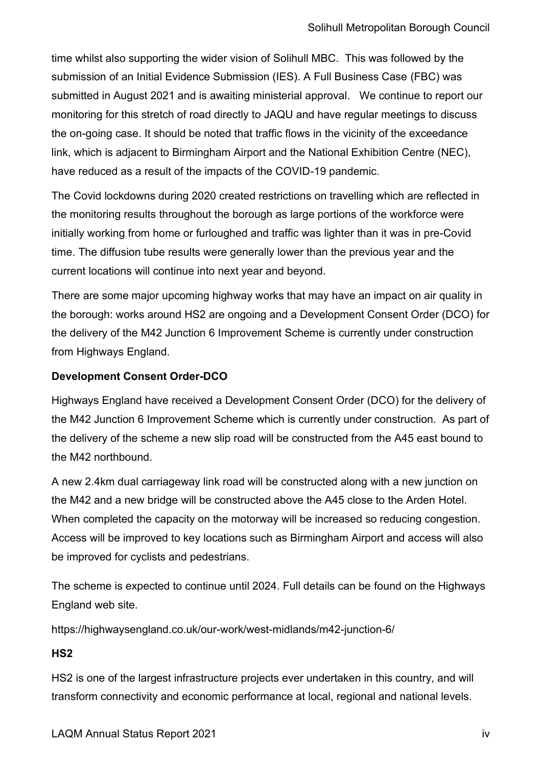time whilst also supporting the wider vision of Solihull MBC. This was followed by the submission of an Initial Evidence Submission (IES). A Full Business Case (FBC) was submitted in August 2021 and is awaiting ministerial approval. We continue to report our monitoring for this stretch of road directly to JAQU and have regular meetings to discuss the on-going case. It should be noted that traffic flows in the vicinity of the exceedance link, which is adjacent to Birmingham Airport and the National Exhibition Centre (NEC), have reduced as a result of the impacts of the COVID-19 pandemic.

The Covid lockdowns during 2020 created restrictions on travelling which are reflected in the monitoring results throughout the borough as large portions of the workforce were initially working from home or furloughed and traffic was lighter than it was in pre-Covid time. The diffusion tube results were generally lower than the previous year and the current locations will continue into next year and beyond.

There are some major upcoming highway works that may have an impact on air quality in the borough: works around HS2 are ongoing and a Development Consent Order (DCO) for the delivery of the M42 Junction 6 Improvement Scheme is currently under construction from Highways England.

**Development Consent Order-DCO**

Highways England have received a Development Consent Order (DCO) for the delivery of the M42 Junction 6 Improvement Scheme which is currently under construction. As part of the delivery of the scheme a new slip road will be constructed from the A45 east bound to the M42 northbound.

A new 2.4km dual carriageway link road will be constructed along with a new junction on the M42 and a new bridge will be constructed above the A45 close to the Arden Hotel. When completed the capacity on the motorway will be increased so reducing congestion. Access will be improved to key locations such as Birmingham Airport and access will also be improved for cyclists and pedestrians.

The scheme is expected to continue until 2024. Full details can be found on the Highways England web site.

https://highwaysengland.co.uk/our-work/west-midlands/m42-junction-6/

**HS2**

HS2 is one of the largest infrastructure projects ever undertaken in this country, and will transform connectivity and economic performance at local, regional and national levels.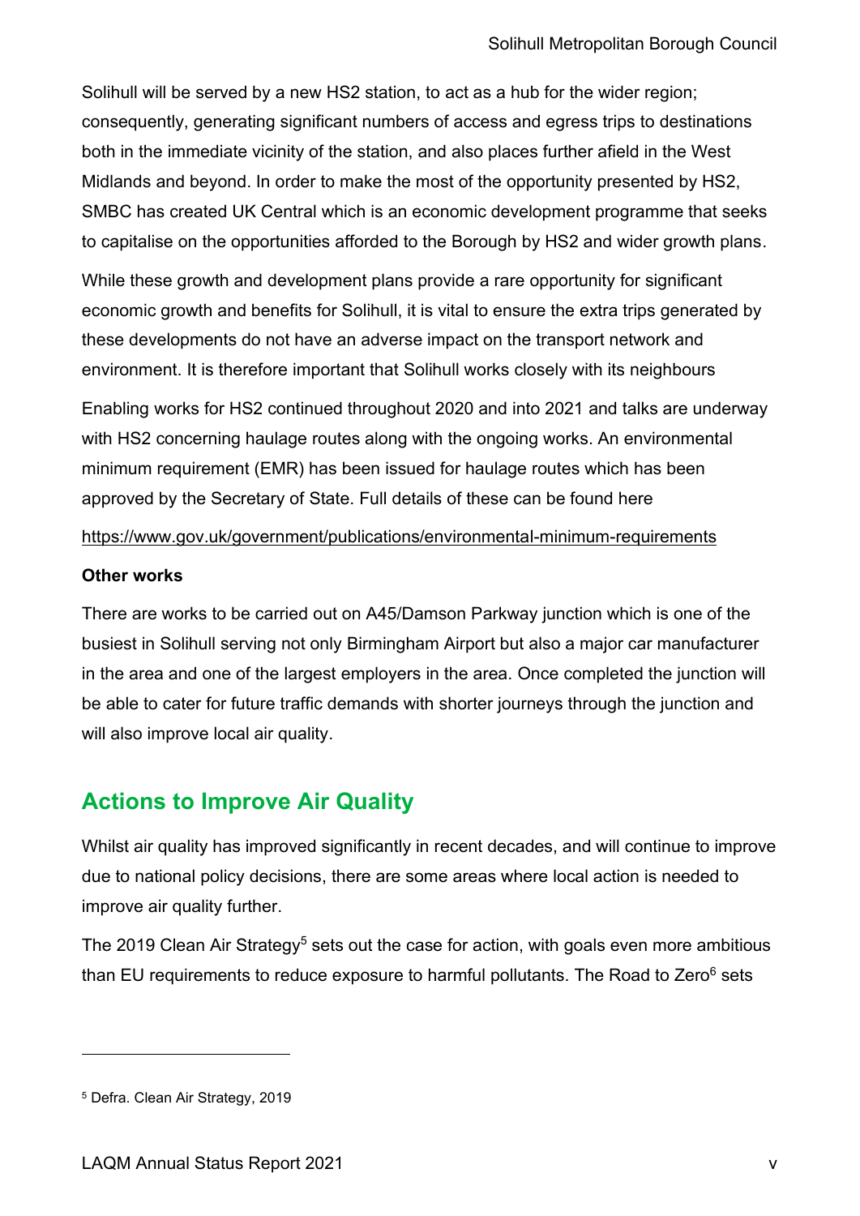Solihull will be served by a new HS2 station, to act as a hub for the wider region; consequently, generating significant numbers of access and egress trips to destinations both in the immediate vicinity of the station, and also places further afield in the West Midlands and beyond. In order to make the most of the opportunity presented by HS2, SMBC has created UK Central which is an economic development programme that seeks to capitalise on the opportunities afforded to the Borough by HS2 and wider growth plans.

While these growth and development plans provide a rare opportunity for significant economic growth and benefits for Solihull, it is vital to ensure the extra trips generated by these developments do not have an adverse impact on the transport network and environment. It is therefore important that Solihull works closely with its neighbours

Enabling works for HS2 continued throughout 2020 and into 2021 and talks are underway with HS2 concerning haulage routes along with the ongoing works. An environmental minimum requirement (EMR) has been issued for haulage routes which has been approved by the Secretary of State. Full details of these can be found here

https://www.gov.uk/government/publications/environmental-minimum-requirements

**Other works**

There are works to be carried out on A45/Damson Parkway junction which is one of the busiest in Solihull serving not only Birmingham Airport but also a major car manufacturer in the area and one of the largest employers in the area. Once completed the junction will be able to cater for future traffic demands with shorter journeys through the junction and will also improve local air quality.

## Actions to Improve Air Quality

Whilst air quality has improved significantly in recent decades, and will continue to improve due to national policy decisions, there are some areas where local action is needed to improve air quality further.

The 2019 Clean Air Strategy[5] sets out the case for action, with goals even more ambitious than EU requirements to reduce exposure to harmful pollutants. The Road to Zero[6] sets

[5] Defra. Clean Air Strategy, 2019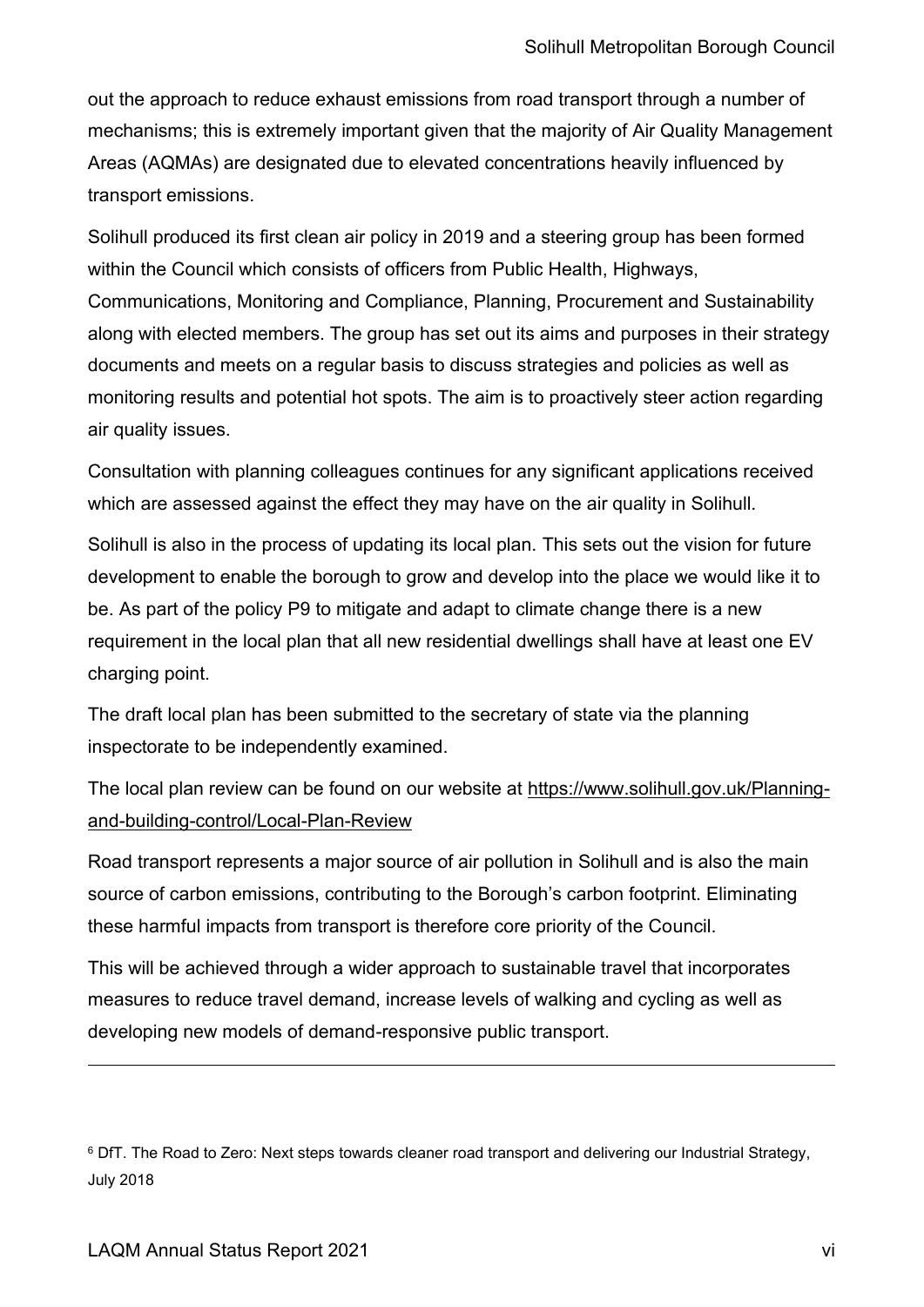out the approach to reduce exhaust emissions from road transport through a number of mechanisms; this is extremely important given that the majority of Air Quality Management Areas (AQMAs) are designated due to elevated concentrations heavily influenced by transport emissions.

Solihull produced its first clean air policy in 2019 and a steering group has been formed within the Council which consists of officers from Public Health, Highways, Communications, Monitoring and Compliance, Planning, Procurement and Sustainability along with elected members. The group has set out its aims and purposes in their strategy documents and meets on a regular basis to discuss strategies and policies as well as monitoring results and potential hot spots. The aim is to proactively steer action regarding air quality issues.

Consultation with planning colleagues continues for any significant applications received which are assessed against the effect they may have on the air quality in Solihull.

Solihull is also in the process of updating its local plan. This sets out the vision for future development to enable the borough to grow and develop into the place we would like it to be. As part of the policy P9 to mitigate and adapt to climate change there is a new requirement in the local plan that all new residential dwellings shall have at least one EV charging point.

The draft local plan has been submitted to the secretary of state via the planning inspectorate to be independently examined.

The local plan review can be found on our website at https://www.solihull.gov.uk/Planning-and-building-control/Local-Plan-Review

Road transport represents a major source of air pollution in Solihull and is also the main source of carbon emissions, contributing to the Borough's carbon footprint. Eliminating these harmful impacts from transport is therefore core priority of the Council.

This will be achieved through a wider approach to sustainable travel that incorporates measures to reduce travel demand, increase levels of walking and cycling as well as developing new models of demand-responsive public transport.

---

[6] DfT. The Road to Zero: Next steps towards cleaner road transport and delivering our Industrial Strategy, July 2018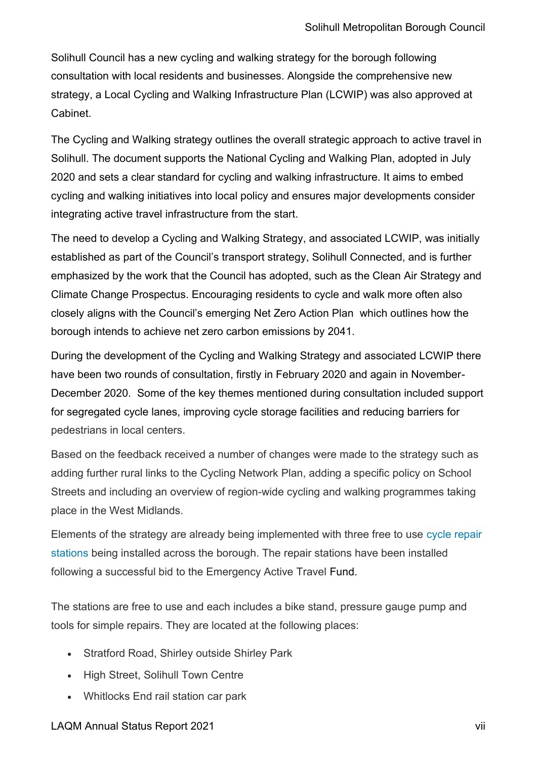Solihull Council has a new cycling and walking strategy for the borough following consultation with local residents and businesses. Alongside the comprehensive new strategy, a Local Cycling and Walking Infrastructure Plan (LCWIP) was also approved at Cabinet.

The Cycling and Walking strategy outlines the overall strategic approach to active travel in Solihull. The document supports the National Cycling and Walking Plan, adopted in July 2020 and sets a clear standard for cycling and walking infrastructure. It aims to embed cycling and walking initiatives into local policy and ensures major developments consider integrating active travel infrastructure from the start.

The need to develop a Cycling and Walking Strategy, and associated LCWIP, was initially established as part of the Council's transport strategy, Solihull Connected, and is further emphasized by the work that the Council has adopted, such as the Clean Air Strategy and Climate Change Prospectus. Encouraging residents to cycle and walk more often also closely aligns with the Council's emerging Net Zero Action Plan which outlines how the borough intends to achieve net zero carbon emissions by 2041.

During the development of the Cycling and Walking Strategy and associated LCWIP there have been two rounds of consultation, firstly in February 2020 and again in November-December 2020. Some of the key themes mentioned during consultation included support for segregated cycle lanes, improving cycle storage facilities and reducing barriers for pedestrians in local centers.

Based on the feedback received a number of changes were made to the strategy such as adding further rural links to the Cycling Network Plan, adding a specific policy on School Streets and including an overview of region-wide cycling and walking programmes taking place in the West Midlands.

Elements of the strategy are already being implemented with three free to use cycle repair stations being installed across the borough. The repair stations have been installed following a successful bid to the Emergency Active Travel Fund.

The stations are free to use and each includes a bike stand, pressure gauge pump and tools for simple repairs. They are located at the following places:

- Stratford Road, Shirley outside Shirley Park
- High Street, Solihull Town Centre
- Whitlocks End rail station car park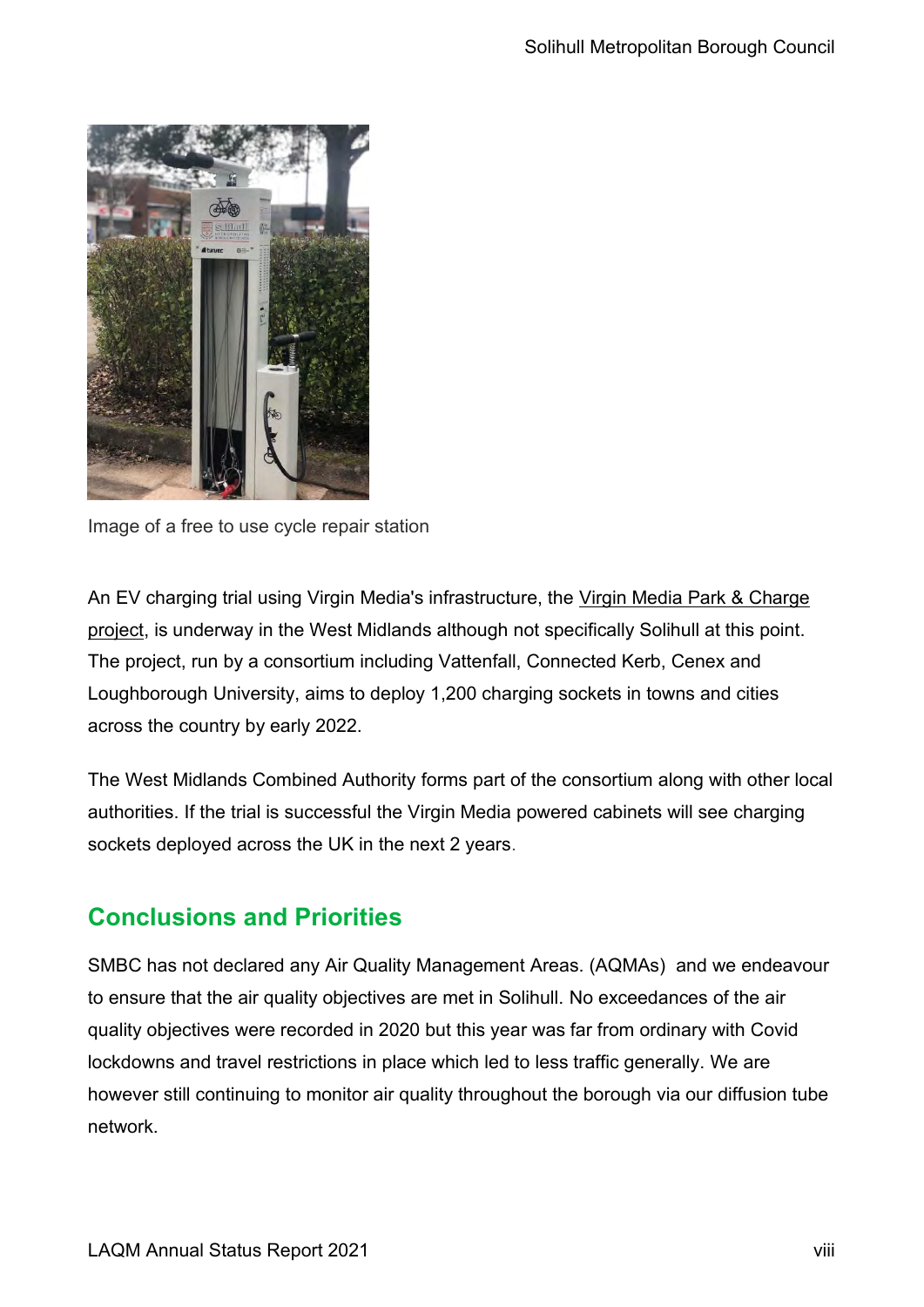Image of a free to use cycle repair station

An EV charging trial using Virgin Media's infrastructure, the Virgin Media Park & Charge project, is underway in the West Midlands although not specifically Solihull at this point. The project, run by a consortium including Vattenfall, Connected Kerb, Cenex and Loughborough University, aims to deploy 1,200 charging sockets in towns and cities across the country by early 2022.

The West Midlands Combined Authority forms part of the consortium along with other local authorities. If the trial is successful the Virgin Media powered cabinets will see charging sockets deployed across the UK in the next 2 years.

## Conclusions and Priorities

SMBC has not declared any Air Quality Management Areas. (AQMAs) and we endeavour to ensure that the air quality objectives are met in Solihull. No exceedances of the air quality objectives were recorded in 2020 but this year was far from ordinary with Covid lockdowns and travel restrictions in place which led to less traffic generally. We are however still continuing to monitor air quality throughout the borough via our diffusion tube network.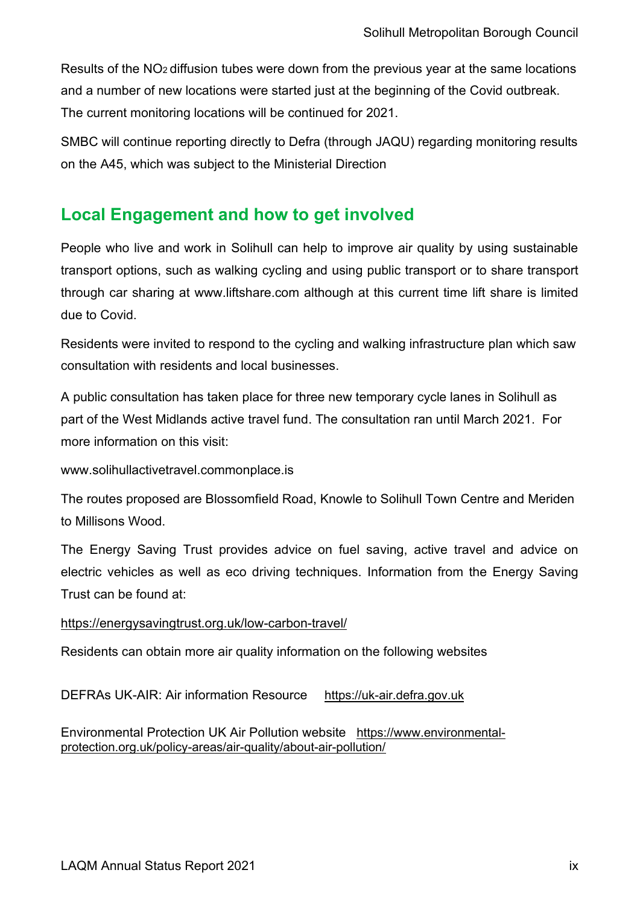Results of the $NO_2$ diffusion tubes were down from the previous year at the same locations and a number of new locations were started just at the beginning of the Covid outbreak. The current monitoring locations will be continued for 2021.

SMBC will continue reporting directly to Defra (through JAQU) regarding monitoring results on the A45, which was subject to the Ministerial Direction

## Local Engagement and how to get involved

People who live and work in Solihull can help to improve air quality by using sustainable transport options, such as walking cycling and using public transport or to share transport through car sharing at www.liftshare.com although at this current time lift share is limited due to Covid.

Residents were invited to respond to the cycling and walking infrastructure plan which saw consultation with residents and local businesses.

A public consultation has taken place for three new temporary cycle lanes in Solihull as part of the West Midlands active travel fund. The consultation ran until March 2021. For more information on this visit:

www.solihullactivetravel.commonplace.is

The routes proposed are Blossomfield Road, Knowle to Solihull Town Centre and Meriden to Millisons Wood.

The Energy Saving Trust provides advice on fuel saving, active travel and advice on electric vehicles as well as eco driving techniques. Information from the Energy Saving Trust can be found at:

https://energysavingtrust.org.uk/low-carbon-travel/

Residents can obtain more air quality information on the following websites

DEFRAs UK-AIR: Air information Resource https://uk-air.defra.gov.uk

Environmental Protection UK Air Pollution website https://www.environmental-protection.org.uk/policy-areas/air-quality/about-air-pollution/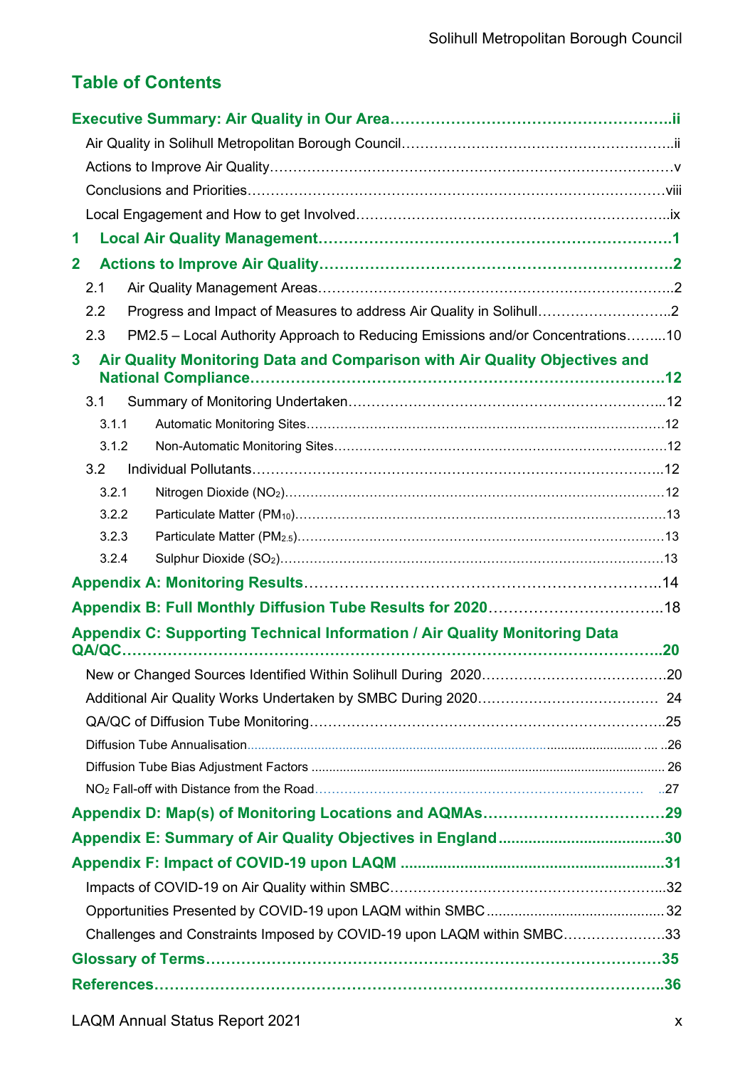## Table of Contents

**Executive Summary: Air Quality in Our Area……………………………………………….ii**

Air Quality in Solihull Metropolitan Borough Council…………………………………………………..ii

Actions to Improve Air Quality……………………………………………………………………………v

Conclusions and Priorities………………………………………………………………………………viii

Local Engagement and How to get Involved…………………………………………………………..ix

**1 Local Air Quality Management……………………………………………………………1**

**2 Actions to Improve Air Quality…………………………………………………………….2**

2.1 Air Quality Management Areas……………………………………………………………………..2

2.2 Progress and Impact of Measures to address Air Quality in Solihull……………………….…..2

2.3 PM2.5 – Local Authority Approach to Reducing Emissions and/or Concentrations……...10

**3 Air Quality Monitoring Data and Comparison with Air Quality Objectives and National Compliance……………………………………………………………………………12**

3.1 Summary of Monitoring Undertaken…………………………………………………………...12

3.1.1 Automatic Monitoring Sites………………………………………………………………………12

3.1.2 Non-Automatic Monitoring Sites…………………………………………………………………12

3.2 Individual Pollutants…………………………………………………………………………..12

3.2.1 Nitrogen Dioxide ($NO_2$)……………………………………………………………………………12

3.2.2 Particulate Matter ($PM_{10}$)…………………………………………………………………………13

3.2.3 Particulate Matter ($PM_{2.5}$)…………………………………………………………………………13

3.2.4 Sulphur Dioxide ($SO_2$)……………………………………………………………………………13

**Appendix A: Monitoring Results**………………………………………………………………..14

**Appendix B: Full Monthly Diffusion Tube Results for 2020**……………………………..18

**Appendix C: Supporting Technical Information / Air Quality Monitoring Data QA/QC……………………………………………………………………………………………….20**

New or Changed Sources Identified Within Solihull During 2020…………………………………20

Additional Air Quality Works Undertaken by SMBC During 2020……………………………… 24

QA/QC of Diffusion Tube Monitoring……………………………………………………………..25

Diffusion Tube Annualisation……………………………………………………………………….. .... ..26

Diffusion Tube Bias Adjustment Factors ……………………………………………………………… 26

$NO_2$ Fall-off with Distance from the Road…………………………………………………………… ..27

**Appendix D: Map(s) of Monitoring Locations and AQMAs……………………………….29**

**Appendix E: Summary of Air Quality Objectives in England……………………………30**

**Appendix F: Impact of COVID-19 upon LAQM ……………………………………………31**

Impacts of COVID-19 on Air Quality within SMBC…………………………………………………..32

Opportunities Presented by COVID-19 upon LAQM within SMBC …………………………………. 32

Challenges and Constraints Imposed by COVID-19 upon LAQM within SMBC…………………33

**Glossary of Terms…………………………………………………………………………………35**

**References…………………………………………………………………………………………..36**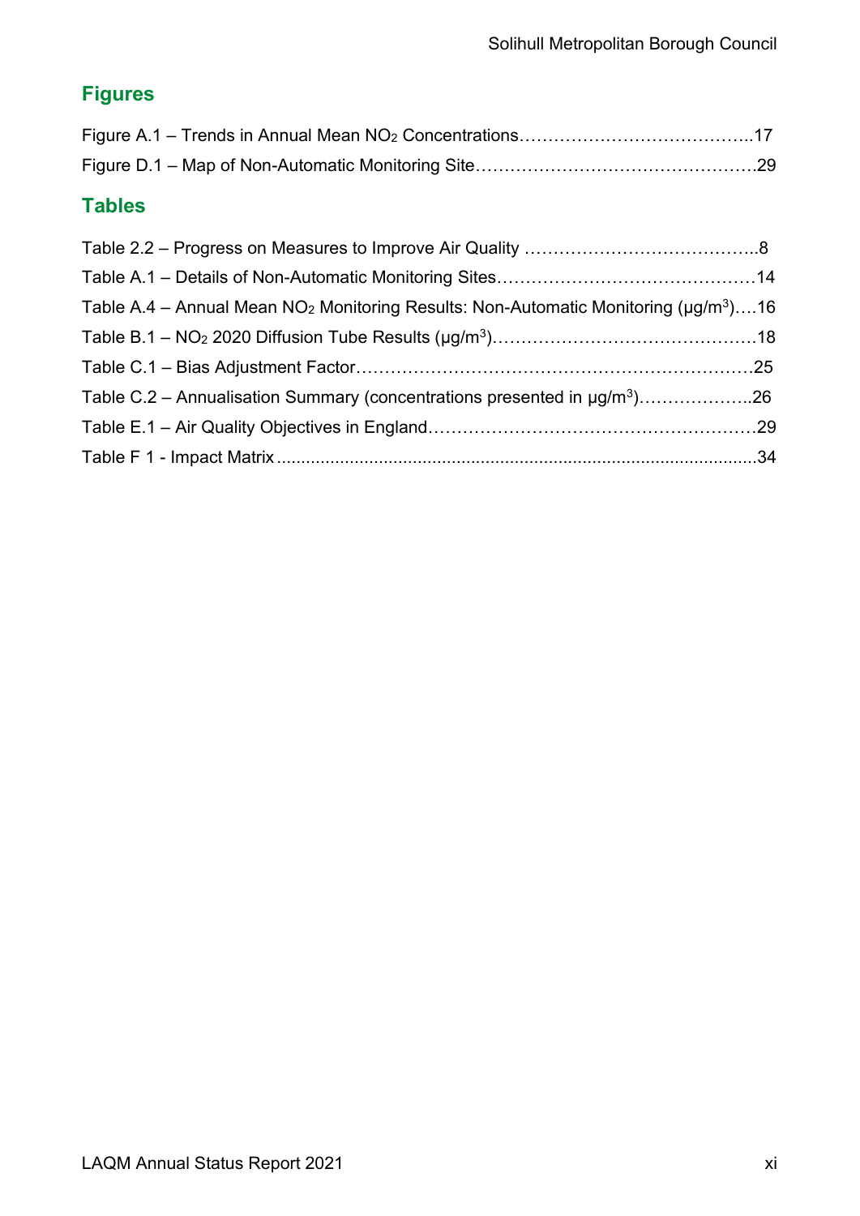## Figures

Figure A.1 – Trends in Annual Mean $NO_2$ Concentrations…………………………………..17

Figure D.1 – Map of Non-Automatic Monitoring Site………………………………………….29

## Tables

Table 2.2 – Progress on Measures to Improve Air Quality …………………………………..8

Table A.1 – Details of Non-Automatic Monitoring Sites………………………………………14

Table A.4 – Annual Mean $NO_2$ Monitoring Results: Non-Automatic Monitoring (µg/m$^3$)….16

Table B.1 – $NO_2$ 2020 Diffusion Tube Results (µg/m$^3$)………………………………………18

Table C.1 – Bias Adjustment Factor……………………………………………………………25

Table C.2 – Annualisation Summary (concentrations presented in µg/m$^3$)………………..26

Table E.1 – Air Quality Objectives in England…………………………………………………29

Table F 1 - Impact Matrix ....................................................................................................34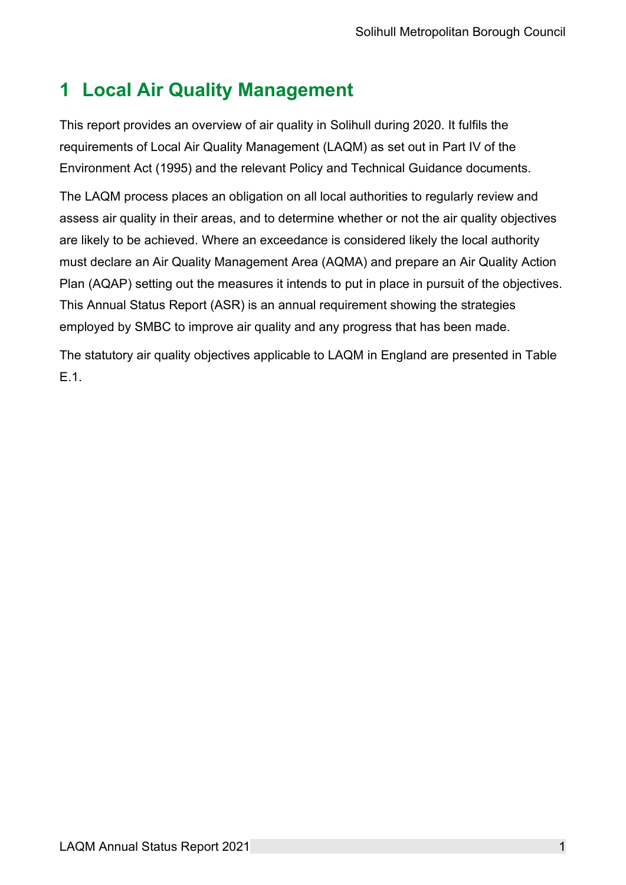# 1 Local Air Quality Management

This report provides an overview of air quality in Solihull during 2020. It fulfils the requirements of Local Air Quality Management (LAQM) as set out in Part IV of the Environment Act (1995) and the relevant Policy and Technical Guidance documents.

The LAQM process places an obligation on all local authorities to regularly review and assess air quality in their areas, and to determine whether or not the air quality objectives are likely to be achieved. Where an exceedance is considered likely the local authority must declare an Air Quality Management Area (AQMA) and prepare an Air Quality Action Plan (AQAP) setting out the measures it intends to put in place in pursuit of the objectives. This Annual Status Report (ASR) is an annual requirement showing the strategies employed by SMBC to improve air quality and any progress that has been made.

The statutory air quality objectives applicable to LAQM in England are presented in Table E.1.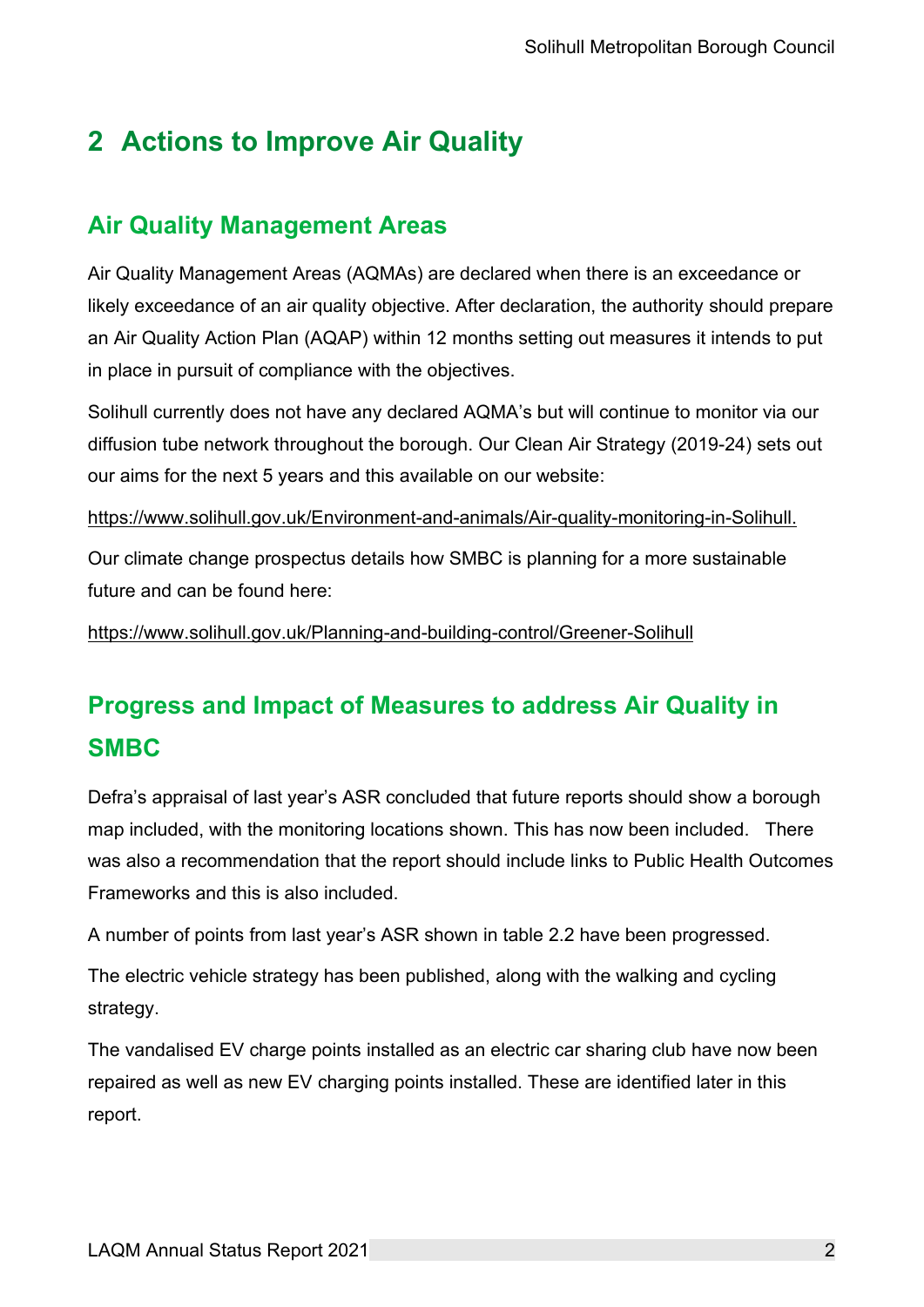# 2 Actions to Improve Air Quality

## Air Quality Management Areas

Air Quality Management Areas (AQMAs) are declared when there is an exceedance or likely exceedance of an air quality objective. After declaration, the authority should prepare an Air Quality Action Plan (AQAP) within 12 months setting out measures it intends to put in place in pursuit of compliance with the objectives.

Solihull currently does not have any declared AQMA's but will continue to monitor via our diffusion tube network throughout the borough. Our Clean Air Strategy (2019-24) sets out our aims for the next 5 years and this available on our website:

https://www.solihull.gov.uk/Environment-and-animals/Air-quality-monitoring-in-Solihull.

Our climate change prospectus details how SMBC is planning for a more sustainable future and can be found here:

https://www.solihull.gov.uk/Planning-and-building-control/Greener-Solihull

## Progress and Impact of Measures to address Air Quality in SMBC

Defra's appraisal of last year's ASR concluded that future reports should show a borough map included, with the monitoring locations shown. This has now been included. There was also a recommendation that the report should include links to Public Health Outcomes Frameworks and this is also included.

A number of points from last year's ASR shown in table 2.2 have been progressed.

The electric vehicle strategy has been published, along with the walking and cycling strategy.

The vandalised EV charge points installed as an electric car sharing club have now been repaired as well as new EV charging points installed. These are identified later in this report.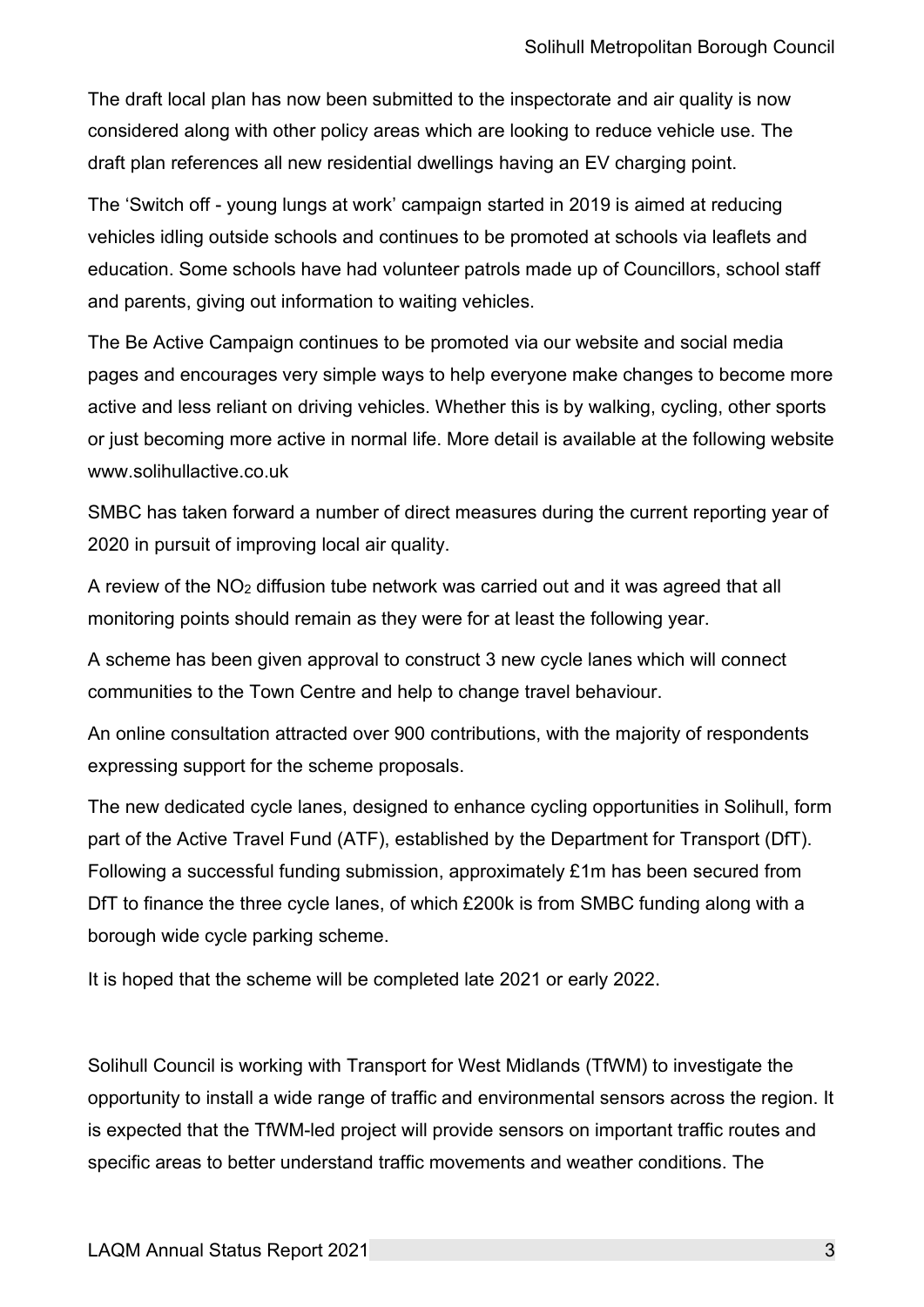The draft local plan has now been submitted to the inspectorate and air quality is now considered along with other policy areas which are looking to reduce vehicle use. The draft plan references all new residential dwellings having an EV charging point.

The 'Switch off - young lungs at work' campaign started in 2019 is aimed at reducing vehicles idling outside schools and continues to be promoted at schools via leaflets and education. Some schools have had volunteer patrols made up of Councillors, school staff and parents, giving out information to waiting vehicles.

The Be Active Campaign continues to be promoted via our website and social media pages and encourages very simple ways to help everyone make changes to become more active and less reliant on driving vehicles. Whether this is by walking, cycling, other sports or just becoming more active in normal life. More detail is available at the following website www.solihullactive.co.uk

SMBC has taken forward a number of direct measures during the current reporting year of 2020 in pursuit of improving local air quality.

A review of the $NO_2$ diffusion tube network was carried out and it was agreed that all monitoring points should remain as they were for at least the following year.

A scheme has been given approval to construct 3 new cycle lanes which will connect communities to the Town Centre and help to change travel behaviour.

An online consultation attracted over 900 contributions, with the majority of respondents expressing support for the scheme proposals.

The new dedicated cycle lanes, designed to enhance cycling opportunities in Solihull, form part of the Active Travel Fund (ATF), established by the Department for Transport (DfT). Following a successful funding submission, approximately £1m has been secured from DfT to finance the three cycle lanes, of which £200k is from SMBC funding along with a borough wide cycle parking scheme.

It is hoped that the scheme will be completed late 2021 or early 2022.

Solihull Council is working with Transport for West Midlands (TfWM) to investigate the opportunity to install a wide range of traffic and environmental sensors across the region. It is expected that the TfWM-led project will provide sensors on important traffic routes and specific areas to better understand traffic movements and weather conditions. The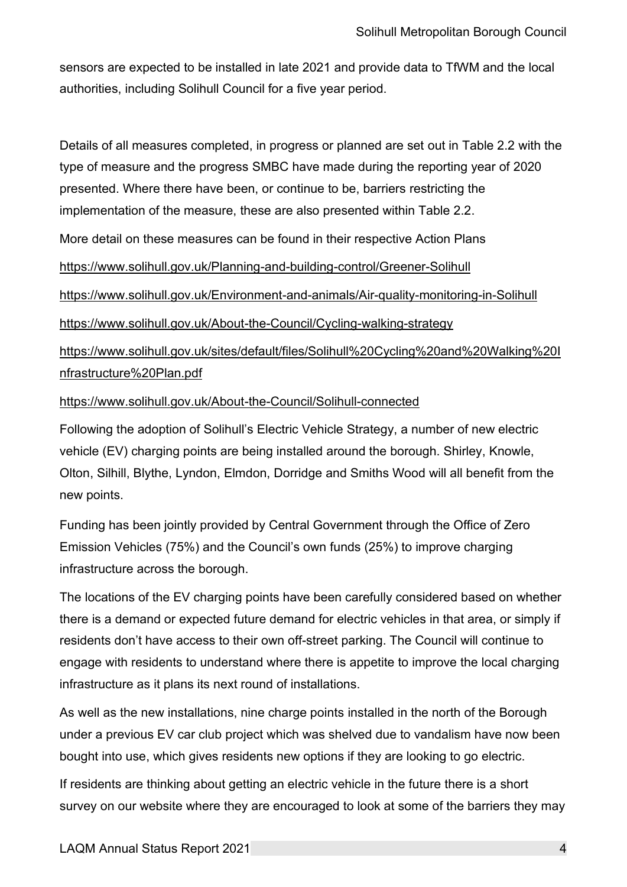sensors are expected to be installed in late 2021 and provide data to TfWM and the local authorities, including Solihull Council for a five year period.

Details of all measures completed, in progress or planned are set out in Table 2.2 with the type of measure and the progress SMBC have made during the reporting year of 2020 presented. Where there have been, or continue to be, barriers restricting the implementation of the measure, these are also presented within Table 2.2.

More detail on these measures can be found in their respective Action Plans

https://www.solihull.gov.uk/Planning-and-building-control/Greener-Solihull

https://www.solihull.gov.uk/Environment-and-animals/Air-quality-monitoring-in-Solihull

https://www.solihull.gov.uk/About-the-Council/Cycling-walking-strategy

https://www.solihull.gov.uk/sites/default/files/Solihull%20Cycling%20and%20Walking%20Infrastructure%20Plan.pdf

https://www.solihull.gov.uk/About-the-Council/Solihull-connected

Following the adoption of Solihull's Electric Vehicle Strategy, a number of new electric vehicle (EV) charging points are being installed around the borough. Shirley, Knowle, Olton, Silhill, Blythe, Lyndon, Elmdon, Dorridge and Smiths Wood will all benefit from the new points.

Funding has been jointly provided by Central Government through the Office of Zero Emission Vehicles (75%) and the Council's own funds (25%) to improve charging infrastructure across the borough.

The locations of the EV charging points have been carefully considered based on whether there is a demand or expected future demand for electric vehicles in that area, or simply if residents don't have access to their own off-street parking. The Council will continue to engage with residents to understand where there is appetite to improve the local charging infrastructure as it plans its next round of installations.

As well as the new installations, nine charge points installed in the north of the Borough under a previous EV car club project which was shelved due to vandalism have now been bought into use, which gives residents new options if they are looking to go electric.

If residents are thinking about getting an electric vehicle in the future there is a short survey on our website where they are encouraged to look at some of the barriers they may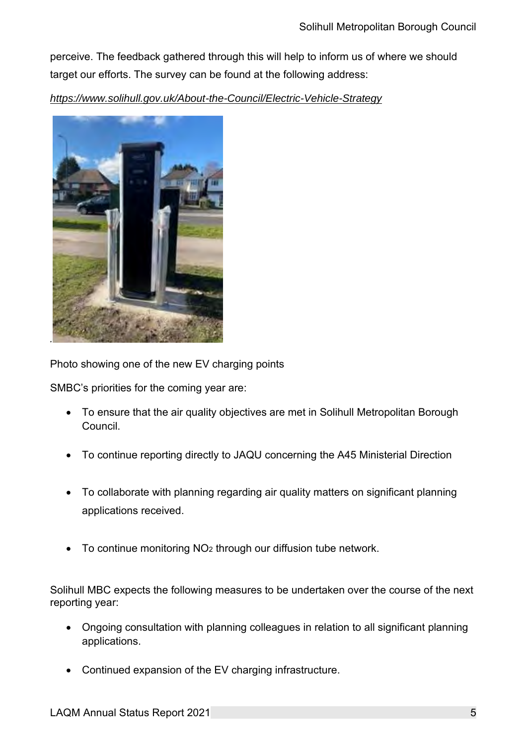perceive. The feedback gathered through this will help to inform us of where we should target our efforts. The survey can be found at the following address:

*https://www.solihull.gov.uk/About-the-Council/Electric-Vehicle-Strategy*

Photo showing one of the new EV charging points

SMBC's priorities for the coming year are:

- To ensure that the air quality objectives are met in Solihull Metropolitan Borough Council.
- To continue reporting directly to JAQU concerning the A45 Ministerial Direction
- To collaborate with planning regarding air quality matters on significant planning applications received.
- To continue monitoring $NO_2$ through our diffusion tube network.

Solihull MBC expects the following measures to be undertaken over the course of the next reporting year:

- Ongoing consultation with planning colleagues in relation to all significant planning applications.
- Continued expansion of the EV charging infrastructure.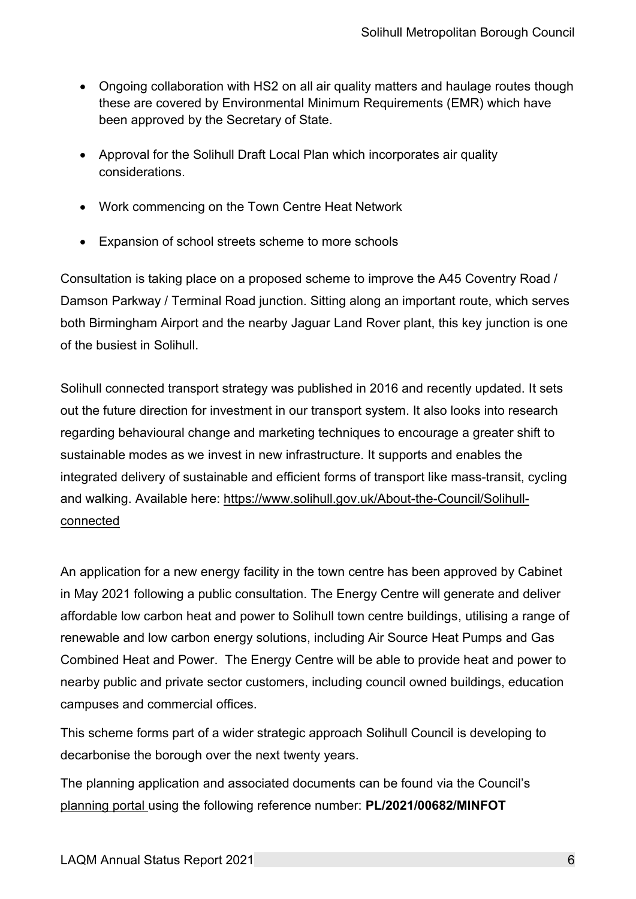- Ongoing collaboration with HS2 on all air quality matters and haulage routes though these are covered by Environmental Minimum Requirements (EMR) which have been approved by the Secretary of State.
- Approval for the Solihull Draft Local Plan which incorporates air quality considerations.
- Work commencing on the Town Centre Heat Network
- Expansion of school streets scheme to more schools

Consultation is taking place on a proposed scheme to improve the A45 Coventry Road / Damson Parkway / Terminal Road junction. Sitting along an important route, which serves both Birmingham Airport and the nearby Jaguar Land Rover plant, this key junction is one of the busiest in Solihull.

Solihull connected transport strategy was published in 2016 and recently updated. It sets out the future direction for investment in our transport system. It also looks into research regarding behavioural change and marketing techniques to encourage a greater shift to sustainable modes as we invest in new infrastructure. It supports and enables the integrated delivery of sustainable and efficient forms of transport like mass-transit, cycling and walking. Available here: https://www.solihull.gov.uk/About-the-Council/Solihull-connected

An application for a new energy facility in the town centre has been approved by Cabinet in May 2021 following a public consultation. The Energy Centre will generate and deliver affordable low carbon heat and power to Solihull town centre buildings, utilising a range of renewable and low carbon energy solutions, including Air Source Heat Pumps and Gas Combined Heat and Power. The Energy Centre will be able to provide heat and power to nearby public and private sector customers, including council owned buildings, education campuses and commercial offices.

This scheme forms part of a wider strategic approach Solihull Council is developing to decarbonise the borough over the next twenty years.

The planning application and associated documents can be found via the Council's planning portal using the following reference number: **PL/2021/00682/MINFOT**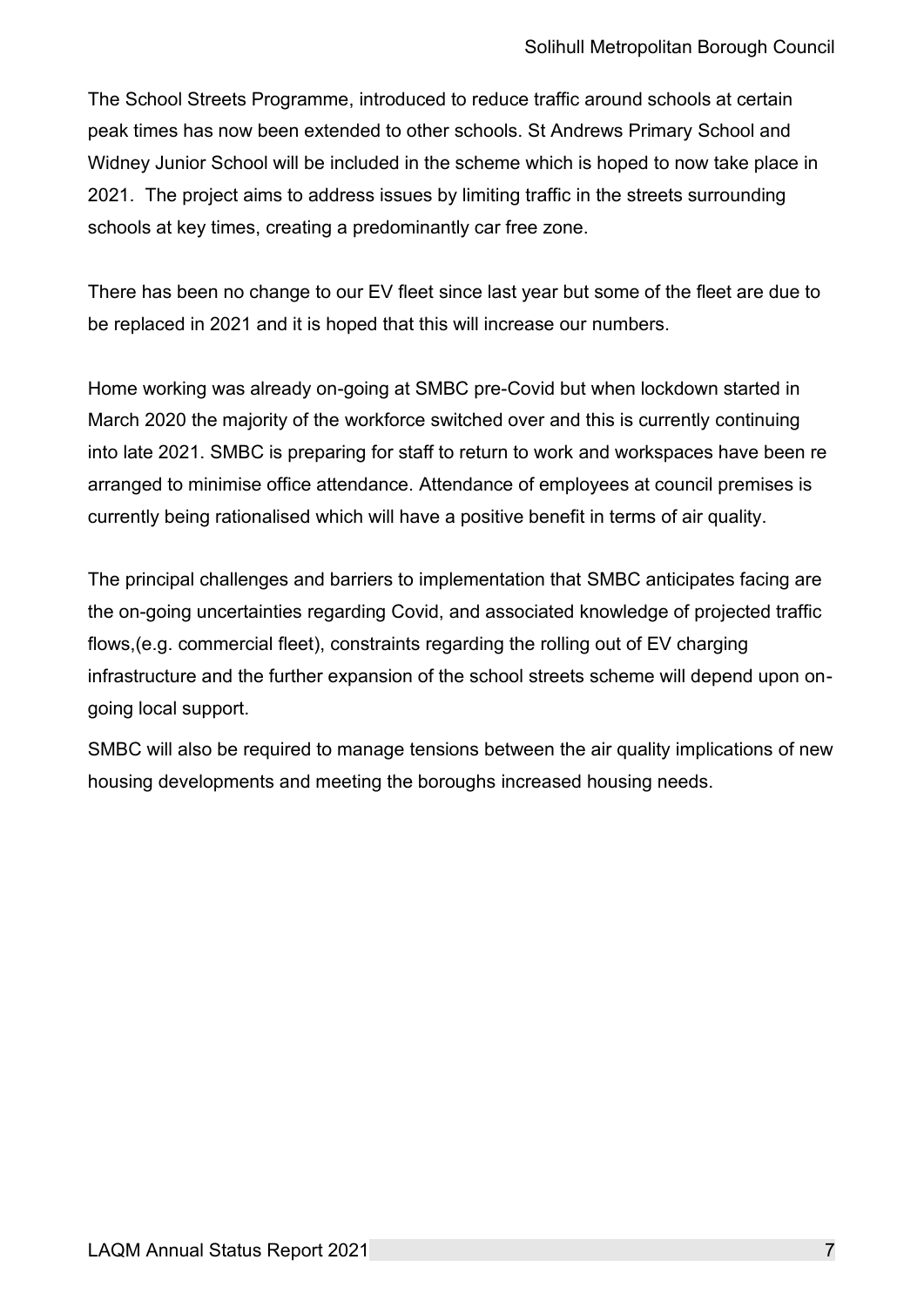The School Streets Programme, introduced to reduce traffic around schools at certain peak times has now been extended to other schools. St Andrews Primary School and Widney Junior School will be included in the scheme which is hoped to now take place in 2021. The project aims to address issues by limiting traffic in the streets surrounding schools at key times, creating a predominantly car free zone.

There has been no change to our EV fleet since last year but some of the fleet are due to be replaced in 2021 and it is hoped that this will increase our numbers.

Home working was already on-going at SMBC pre-Covid but when lockdown started in March 2020 the majority of the workforce switched over and this is currently continuing into late 2021. SMBC is preparing for staff to return to work and workspaces have been re arranged to minimise office attendance. Attendance of employees at council premises is currently being rationalised which will have a positive benefit in terms of air quality.

The principal challenges and barriers to implementation that SMBC anticipates facing are the on-going uncertainties regarding Covid, and associated knowledge of projected traffic flows,(e.g. commercial fleet), constraints regarding the rolling out of EV charging infrastructure and the further expansion of the school streets scheme will depend upon on-going local support.

SMBC will also be required to manage tensions between the air quality implications of new housing developments and meeting the boroughs increased housing needs.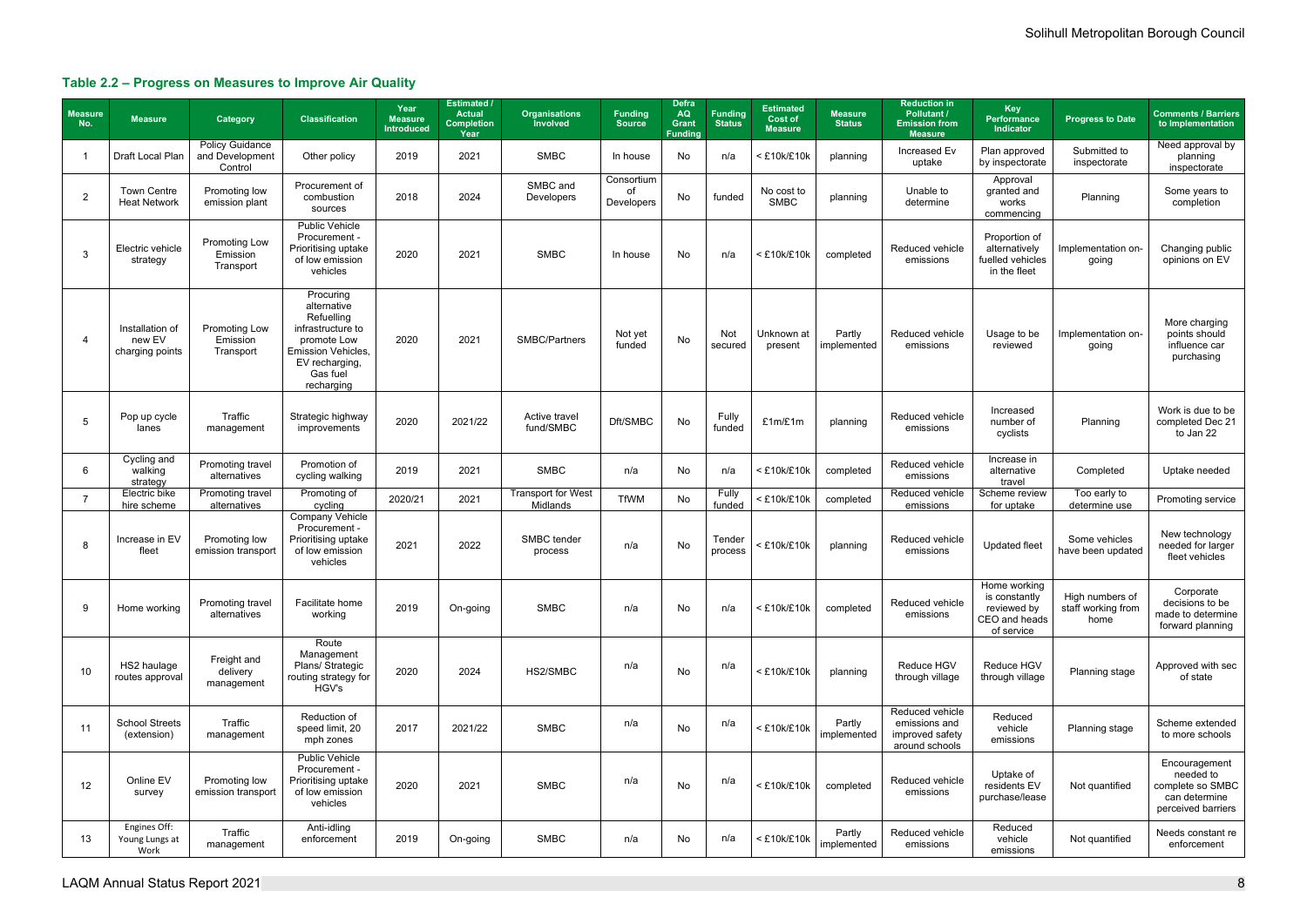### Table 2.2 – Progress on Measures to Improve Air Quality

| Measure No. | Measure | Category | Classification | Year Measure Introduced | Estimated / Actual Completion Year | Organisations Involved | Funding Source | Defra AQ Grant Funding | Funding Status | Estimated Cost of Measure | Measure Status | Reduction in Pollutant / Emission from Measure | Key Performance Indicator | Progress to Date | Comments / Barriers to Implementation |
|---|---|---|---|---|---|---|---|---|---|---|---|---|---|---|---|
| 1 | Draft Local Plan | Policy Guidance and Development Control | Other policy | 2019 | 2021 | SMBC | In house | No | n/a | < £10k/£10k | planning | Increased Ev uptake | Plan approved by inspectorate | Submitted to inspectorate | Need approval by planning inspectorate |
| 2 | Town Centre Heat Network | Promoting low emission plant | Procurement of combustion sources | 2018 | 2024 | SMBC and Developers | Consortium of Developers | No | funded | No cost to SMBC | planning | Unable to determine | Approval granted and works commencing | Planning | Some years to completion |
| 3 | Electric vehicle strategy | Promoting Low Emission Transport | Public Vehicle Procurement - Prioritising uptake of low emission vehicles | 2020 | 2021 | SMBC | In house | No | n/a | < £10k/£10k | completed | Reduced vehicle emissions | Proportion of alternatively fuelled vehicles in the fleet | Implementation on-going | Changing public opinions on EV |
| 4 | Installation of new EV charging points | Promoting Low Emission Transport | Procuring alternative Refuelling infrastructure to promote Low Emission Vehicles, EV recharging, Gas fuel recharging | 2020 | 2021 | SMBC/Partners | Not yet funded | No | Not secured | Unknown at present | Partly implemented | Reduced vehicle emissions | Usage to be reviewed | Implementation on-going | More charging points should influence car purchasing |
| 5 | Pop up cycle lanes | Traffic management | Strategic highway improvements | 2020 | 2021/22 | Active travel fund/SMBC | Dft/SMBC | No | Fully funded | £1m/£1m | planning | Reduced vehicle emissions | Increased number of cyclists | Planning | Work is due to be completed Dec 21 to Jan 22 |
| 6 | Cycling and walking strategy | Promoting travel alternatives | Promotion of cycling walking | 2019 | 2021 | SMBC | n/a | No | n/a | < £10k/£10k | completed | Reduced vehicle emissions | Increase in alternative travel | Completed | Uptake needed |
| 7 | Electric bike hire scheme | Promoting travel alternatives | Promoting of cycling | 2020/21 | 2021 | Transport for West Midlands | TfWM | No | Fully funded | < £10k/£10k | completed | Reduced vehicle emissions | Scheme review for uptake | Too early to determine use | Promoting service |
| 8 | Increase in EV fleet | Promoting low emission transport | Company Vehicle Procurement - Prioritising uptake of low emission vehicles | 2021 | 2022 | SMBC tender process | n/a | No | Tender process | < £10k/£10k | planning | Reduced vehicle emissions | Updated fleet | Some vehicles have been updated | New technology needed for larger fleet vehicles |
| 9 | Home working | Promoting travel alternatives | Facilitate home working | 2019 | On-going | SMBC | n/a | No | n/a | < £10k/£10k | completed | Reduced vehicle emissions | Home working is constantly reviewed by CEO and heads of service | High numbers of staff working from home | Corporate decisions to be made to determine forward planning |
| 10 | HS2 haulage routes approval | Freight and delivery management | Route Management Plans/ Strategic routing strategy for HGV's | 2020 | 2024 | HS2/SMBC | n/a | No | n/a | < £10k/£10k | planning | Reduce HGV through village | Reduce HGV through village | Planning stage | Approved with sec of state |
| 11 | School Streets (extension) | Traffic management | Reduction of speed limit, 20 mph zones | 2017 | 2021/22 | SMBC | n/a | No | n/a | < £10k/£10k | Partly implemented | Reduced vehicle emissions and improved safety around schools | Reduced vehicle emissions | Planning stage | Scheme extended to more schools |
| 12 | Online EV survey | Promoting low emission transport | Public Vehicle Procurement - Prioritising uptake of low emission vehicles | 2020 | 2021 | SMBC | n/a | No | n/a | < £10k/£10k | completed | Reduced vehicle emissions | Uptake of residents EV purchase/lease | Not quantified | Encouragement needed to complete so SMBC can determine perceived barriers |
| 13 | Engines Off: Young Lungs at Work | Traffic management | Anti-idling enforcement | 2019 | On-going | SMBC | n/a | No | n/a | < £10k/£10k | Partly implemented | Reduced vehicle emissions | Reduced vehicle emissions | Not quantified | Needs constant re enforcement |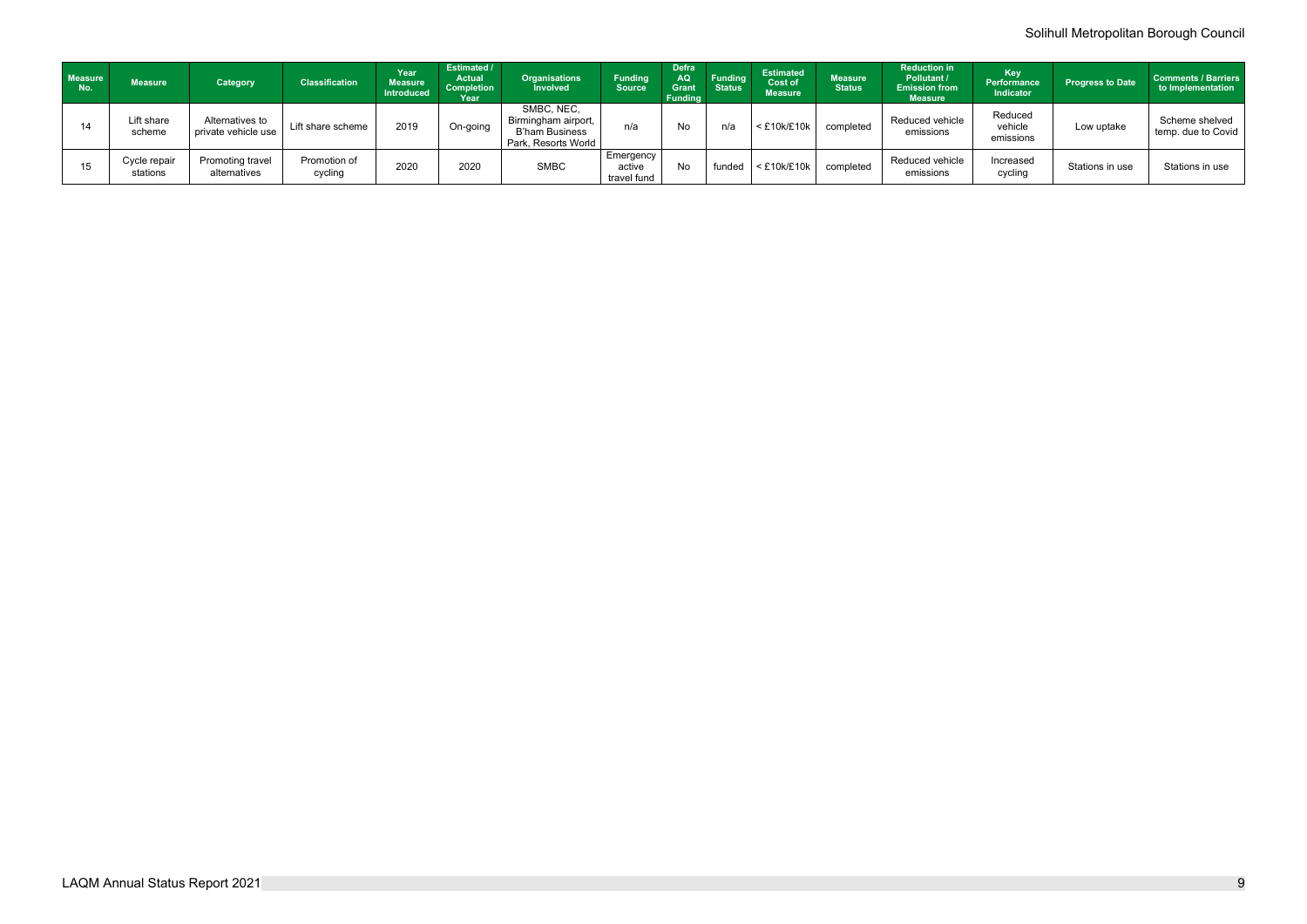| Measure No. | Measure | Category | Classification | Year Measure Introduced | Estimated / Actual Completion Year | Organisations Involved | Funding Source | Defra AQ Grant Funding | Funding Status | Estimated Cost of Measure | Measure Status | Reduction in Pollutant / Emission from Measure | Key Performance Indicator | Progress to Date | Comments / Barriers to Implementation |
|---|---|---|---|---|---|---|---|---|---|---|---|---|---|---|---|
| 14 | Lift share scheme | Alternatives to private vehicle use | Lift share scheme | 2019 | On-going | SMBC, NEC, Birmingham airport, B'ham Business Park, Resorts World | n/a | No | n/a | < £10k/£10k | completed | Reduced vehicle emissions | Reduced vehicle emissions | Low uptake | Scheme shelved temp. due to Covid |
| 15 | Cycle repair stations | Promoting travel alternatives | Promotion of cycling | 2020 | 2020 | SMBC | Emergency active travel fund | No | funded | < £10k/£10k | completed | Reduced vehicle emissions | Increased cycling | Stations in use | Stations in use |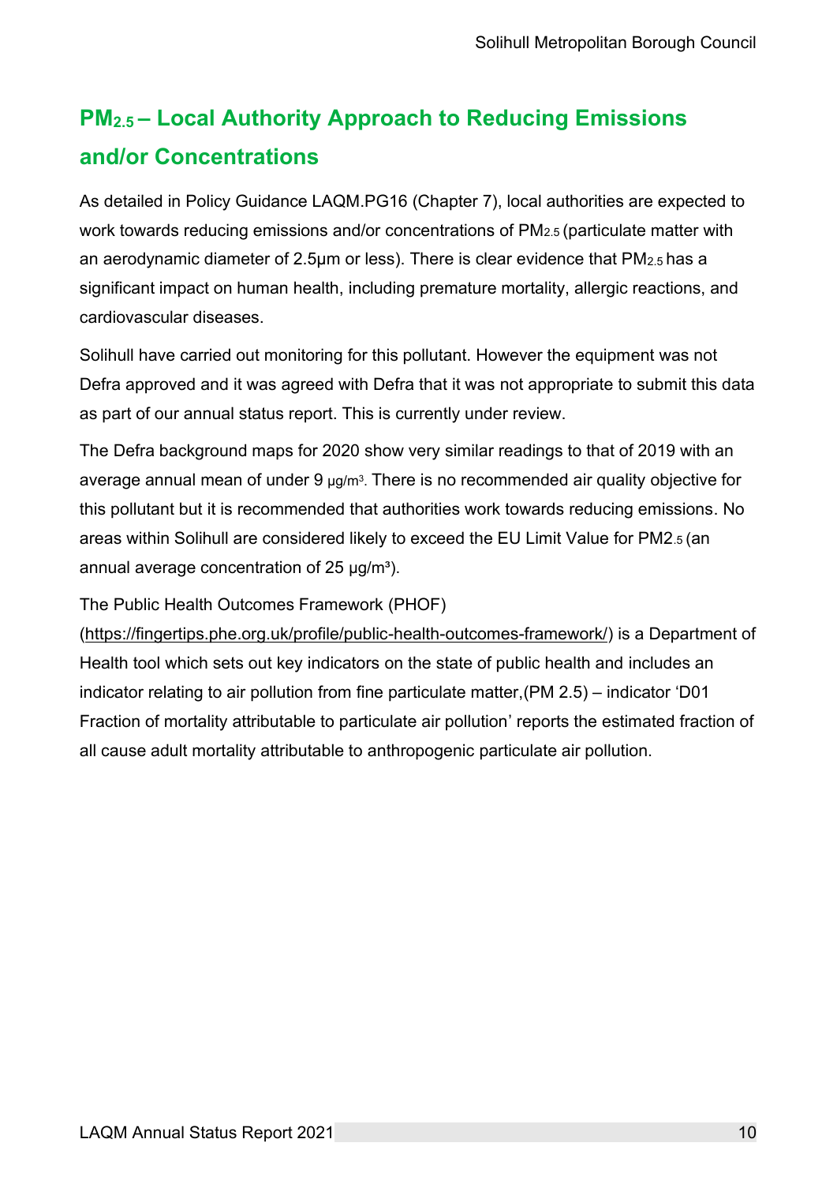## $PM_{2.5}$ – Local Authority Approach to Reducing Emissions and/or Concentrations

As detailed in Policy Guidance LAQM.PG16 (Chapter 7), local authorities are expected to work towards reducing emissions and/or concentrations of $PM_{2.5}$ (particulate matter with an aerodynamic diameter of 2.5µm or less). There is clear evidence that $PM_{2.5}$ has a significant impact on human health, including premature mortality, allergic reactions, and cardiovascular diseases.

Solihull have carried out monitoring for this pollutant. However the equipment was not Defra approved and it was agreed with Defra that it was not appropriate to submit this data as part of our annual status report. This is currently under review.

The Defra background maps for 2020 show very similar readings to that of 2019 with an average annual mean of under 9 $\mu g/m^3$. There is no recommended air quality objective for this pollutant but it is recommended that authorities work towards reducing emissions. No areas within Solihull are considered likely to exceed the EU Limit Value for $PM2_{.5}$ (an annual average concentration of 25 $\mu g/m^3$).

The Public Health Outcomes Framework (PHOF) (https://fingertips.phe.org.uk/profile/public-health-outcomes-framework/) is a Department of Health tool which sets out key indicators on the state of public health and includes an indicator relating to air pollution from fine particulate matter,(PM 2.5) – indicator 'D01 Fraction of mortality attributable to particulate air pollution' reports the estimated fraction of all cause adult mortality attributable to anthropogenic particulate air pollution.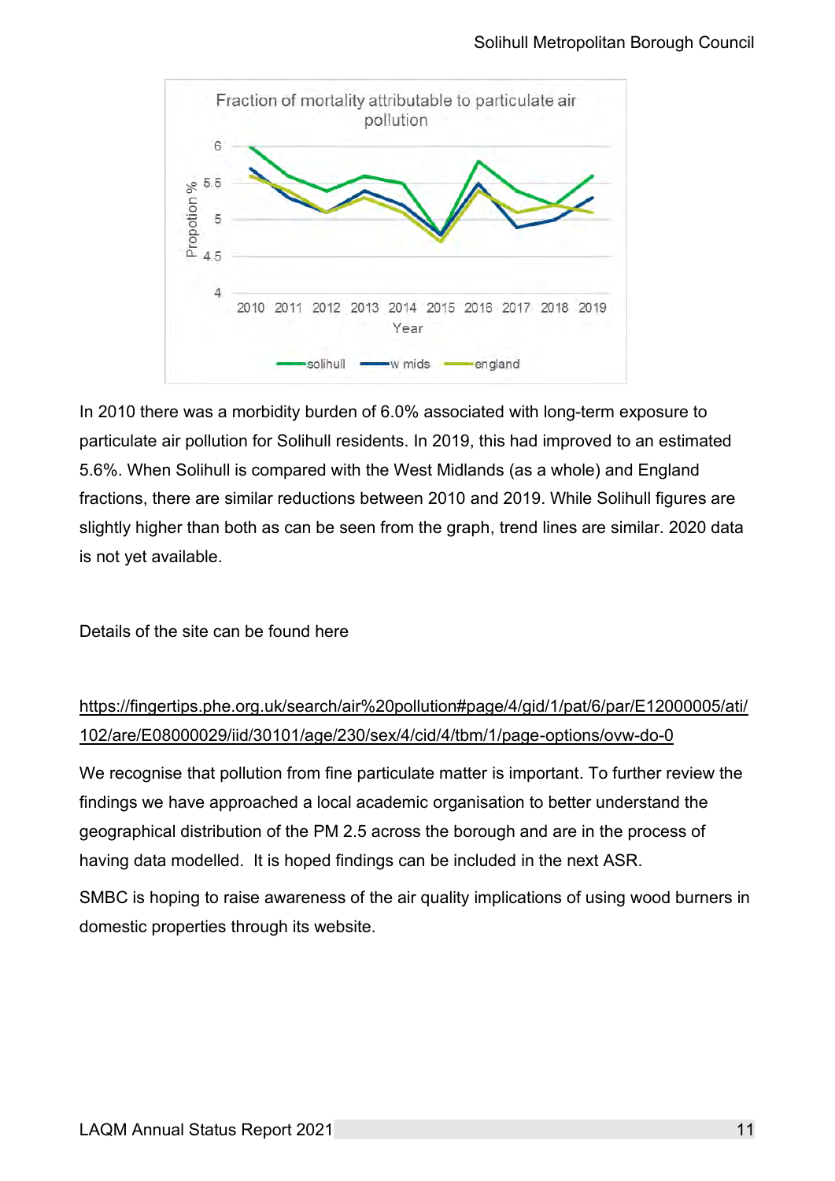In 2010 there was a morbidity burden of 6.0% associated with long-term exposure to particulate air pollution for Solihull residents. In 2019, this had improved to an estimated 5.6%. When Solihull is compared with the West Midlands (as a whole) and England fractions, there are similar reductions between 2010 and 2019. While Solihull figures are slightly higher than both as can be seen from the graph, trend lines are similar. 2020 data is not yet available.

Details of the site can be found here

https://fingertips.phe.org.uk/search/air%20pollution#page/4/gid/1/pat/6/par/E12000005/ati/102/are/E08000029/iid/30101/age/230/sex/4/cid/4/tbm/1/page-options/ovw-do-0

We recognise that pollution from fine particulate matter is important. To further review the findings we have approached a local academic organisation to better understand the geographical distribution of the PM 2.5 across the borough and are in the process of having data modelled. It is hoped findings can be included in the next ASR.

SMBC is hoping to raise awareness of the air quality implications of using wood burners in domestic properties through its website.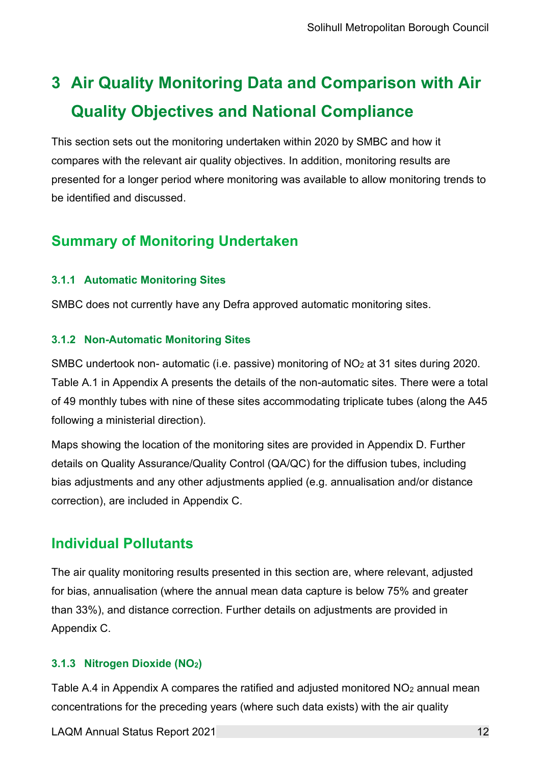# 3 Air Quality Monitoring Data and Comparison with Air Quality Objectives and National Compliance

This section sets out the monitoring undertaken within 2020 by SMBC and how it compares with the relevant air quality objectives. In addition, monitoring results are presented for a longer period where monitoring was available to allow monitoring trends to be identified and discussed.

## Summary of Monitoring Undertaken

### 3.1.1 Automatic Monitoring Sites

SMBC does not currently have any Defra approved automatic monitoring sites.

### 3.1.2 Non-Automatic Monitoring Sites

SMBC undertook non- automatic (i.e. passive) monitoring of $NO_2$ at 31 sites during 2020. Table A.1 in Appendix A presents the details of the non-automatic sites. There were a total of 49 monthly tubes with nine of these sites accommodating triplicate tubes (along the A45 following a ministerial direction).

Maps showing the location of the monitoring sites are provided in Appendix D. Further details on Quality Assurance/Quality Control (QA/QC) for the diffusion tubes, including bias adjustments and any other adjustments applied (e.g. annualisation and/or distance correction), are included in Appendix C.

## Individual Pollutants

The air quality monitoring results presented in this section are, where relevant, adjusted for bias, annualisation (where the annual mean data capture is below 75% and greater than 33%), and distance correction. Further details on adjustments are provided in Appendix C.

### 3.1.3 Nitrogen Dioxide ($NO_2$)

Table A.4 in Appendix A compares the ratified and adjusted monitored $NO_2$ annual mean concentrations for the preceding years (where such data exists) with the air quality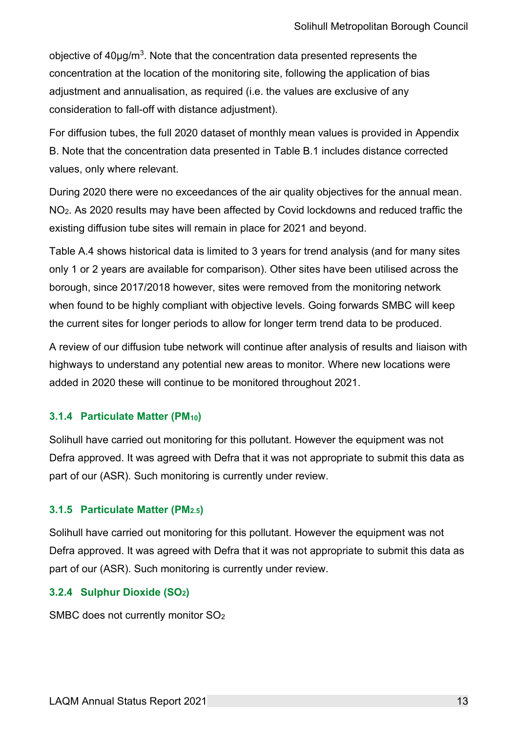objective of 40µg/m$^3$. Note that the concentration data presented represents the concentration at the location of the monitoring site, following the application of bias adjustment and annualisation, as required (i.e. the values are exclusive of any consideration to fall-off with distance adjustment).

For diffusion tubes, the full 2020 dataset of monthly mean values is provided in Appendix B. Note that the concentration data presented in Table B.1 includes distance corrected values, only where relevant.

During 2020 there were no exceedances of the air quality objectives for the annual mean. $NO_2$. As 2020 results may have been affected by Covid lockdowns and reduced traffic the existing diffusion tube sites will remain in place for 2021 and beyond.

Table A.4 shows historical data is limited to 3 years for trend analysis (and for many sites only 1 or 2 years are available for comparison). Other sites have been utilised across the borough, since 2017/2018 however, sites were removed from the monitoring network when found to be highly compliant with objective levels. Going forwards SMBC will keep the current sites for longer periods to allow for longer term trend data to be produced.

A review of our diffusion tube network will continue after analysis of results and liaison with highways to understand any potential new areas to monitor. Where new locations were added in 2020 these will continue to be monitored throughout 2021.

### 3.1.4 Particulate Matter ($PM_{10}$)

Solihull have carried out monitoring for this pollutant. However the equipment was not Defra approved. It was agreed with Defra that it was not appropriate to submit this data as part of our (ASR). Such monitoring is currently under review.

### 3.1.5 Particulate Matter ($PM_{2.5}$)

Solihull have carried out monitoring for this pollutant. However the equipment was not Defra approved. It was agreed with Defra that it was not appropriate to submit this data as part of our (ASR). Such monitoring is currently under review.

### 3.2.4 Sulphur Dioxide ($SO_2$)

SMBC does not currently monitor $SO_2$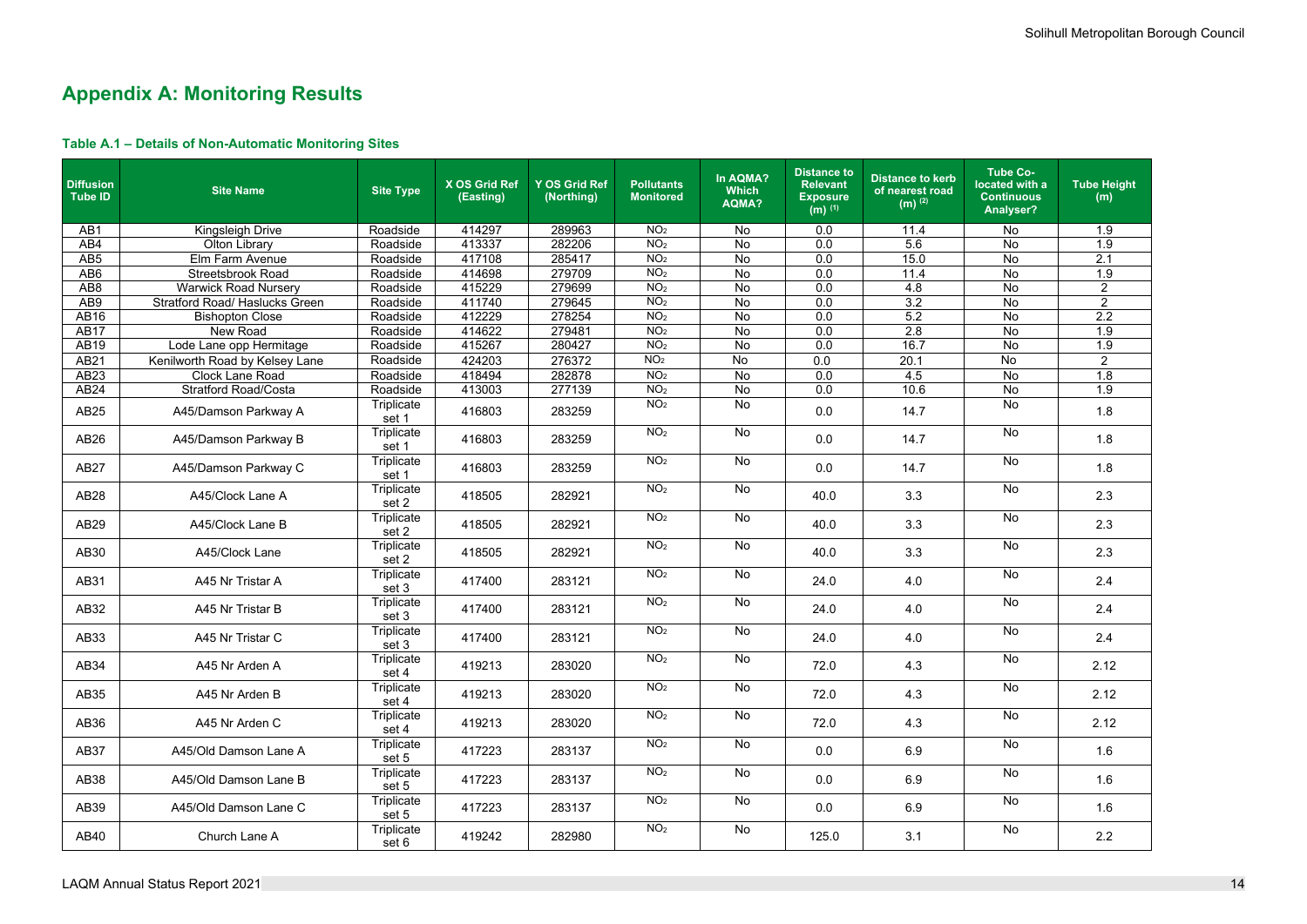# Appendix A: Monitoring Results

### Table A.1 – Details of Non-Automatic Monitoring Sites

| Diffusion Tube ID | Site Name | Site Type | X OS Grid Ref (Easting) | Y OS Grid Ref (Northing) | Pollutants Monitored | In AQMA? Which AQMA? | Distance to Relevant Exposure (m) (1) | Distance to kerb of nearest road (m) (2) | Tube Co-located with a Continuous Analyser? | Tube Height (m) |
|---|---|---|---|---|---|---|---|---|---|---|
| AB1 | Kingsleigh Drive | Roadside | 414297 | 289963 | $NO_2$ | No | 0.0 | 11.4 | No | 1.9 |
| AB4 | Olton Library | Roadside | 413337 | 282206 | $NO_2$ | No | 0.0 | 5.6 | No | 1.9 |
| AB5 | Elm Farm Avenue | Roadside | 417108 | 285417 | $NO_2$ | No | 0.0 | 15.0 | No | 2.1 |
| AB6 | Streetsbrook Road | Roadside | 414698 | 279709 | $NO_2$ | No | 0.0 | 11.4 | No | 1.9 |
| AB8 | Warwick Road Nursery | Roadside | 415229 | 279699 | $NO_2$ | No | 0.0 | 4.8 | No | 2 |
| AB9 | Stratford Road/ Haslucks Green | Roadside | 411740 | 279645 | $NO_2$ | No | 0.0 | 3.2 | No | 2 |
| AB16 | Bishopton Close | Roadside | 412229 | 278254 | $NO_2$ | No | 0.0 | 5.2 | No | 2.2 |
| AB17 | New Road | Roadside | 414622 | 279481 | $NO_2$ | No | 0.0 | 2.8 | No | 1.9 |
| AB19 | Lode Lane opp Hermitage | Roadside | 415267 | 280427 | $NO_2$ | No | 0.0 | 16.7 | No | 1.9 |
| AB21 | Kenilworth Road by Kelsey Lane | Roadside | 424203 | 276372 | $NO_2$ | No | 0.0 | 20.1 | No | 2 |
| AB23 | Clock Lane Road | Roadside | 418494 | 282878 | $NO_2$ | No | 0.0 | 4.5 | No | 1.8 |
| AB24 | Stratford Road/Costa | Roadside | 413003 | 277139 | $NO_2$ | No | 0.0 | 10.6 | No | 1.9 |
| AB25 | A45/Damson Parkway A | Triplicate set 1 | 416803 | 283259 | $NO_2$ | No | 0.0 | 14.7 | No | 1.8 |
| AB26 | A45/Damson Parkway B | Triplicate set 1 | 416803 | 283259 | $NO_2$ | No | 0.0 | 14.7 | No | 1.8 |
| AB27 | A45/Damson Parkway C | Triplicate set 1 | 416803 | 283259 | $NO_2$ | No | 0.0 | 14.7 | No | 1.8 |
| AB28 | A45/Clock Lane A | Triplicate set 2 | 418505 | 282921 | $NO_2$ | No | 40.0 | 3.3 | No | 2.3 |
| AB29 | A45/Clock Lane B | Triplicate set 2 | 418505 | 282921 | $NO_2$ | No | 40.0 | 3.3 | No | 2.3 |
| AB30 | A45/Clock Lane | Triplicate set 2 | 418505 | 282921 | $NO_2$ | No | 40.0 | 3.3 | No | 2.3 |
| AB31 | A45 Nr Tristar A | Triplicate set 3 | 417400 | 283121 | $NO_2$ | No | 24.0 | 4.0 | No | 2.4 |
| AB32 | A45 Nr Tristar B | Triplicate set 3 | 417400 | 283121 | $NO_2$ | No | 24.0 | 4.0 | No | 2.4 |
| AB33 | A45 Nr Tristar C | Triplicate set 3 | 417400 | 283121 | $NO_2$ | No | 24.0 | 4.0 | No | 2.4 |
| AB34 | A45 Nr Arden A | Triplicate set 4 | 419213 | 283020 | $NO_2$ | No | 72.0 | 4.3 | No | 2.12 |
| AB35 | A45 Nr Arden B | Triplicate set 4 | 419213 | 283020 | $NO_2$ | No | 72.0 | 4.3 | No | 2.12 |
| AB36 | A45 Nr Arden C | Triplicate set 4 | 419213 | 283020 | $NO_2$ | No | 72.0 | 4.3 | No | 2.12 |
| AB37 | A45/Old Damson Lane A | Triplicate set 5 | 417223 | 283137 | $NO_2$ | No | 0.0 | 6.9 | No | 1.6 |
| AB38 | A45/Old Damson Lane B | Triplicate set 5 | 417223 | 283137 | $NO_2$ | No | 0.0 | 6.9 | No | 1.6 |
| AB39 | A45/Old Damson Lane C | Triplicate set 5 | 417223 | 283137 | $NO_2$ | No | 0.0 | 6.9 | No | 1.6 |
| AB40 | Church Lane A | Triplicate set 6 | 419242 | 282980 | $NO_2$ | No | 125.0 | 3.1 | No | 2.2 |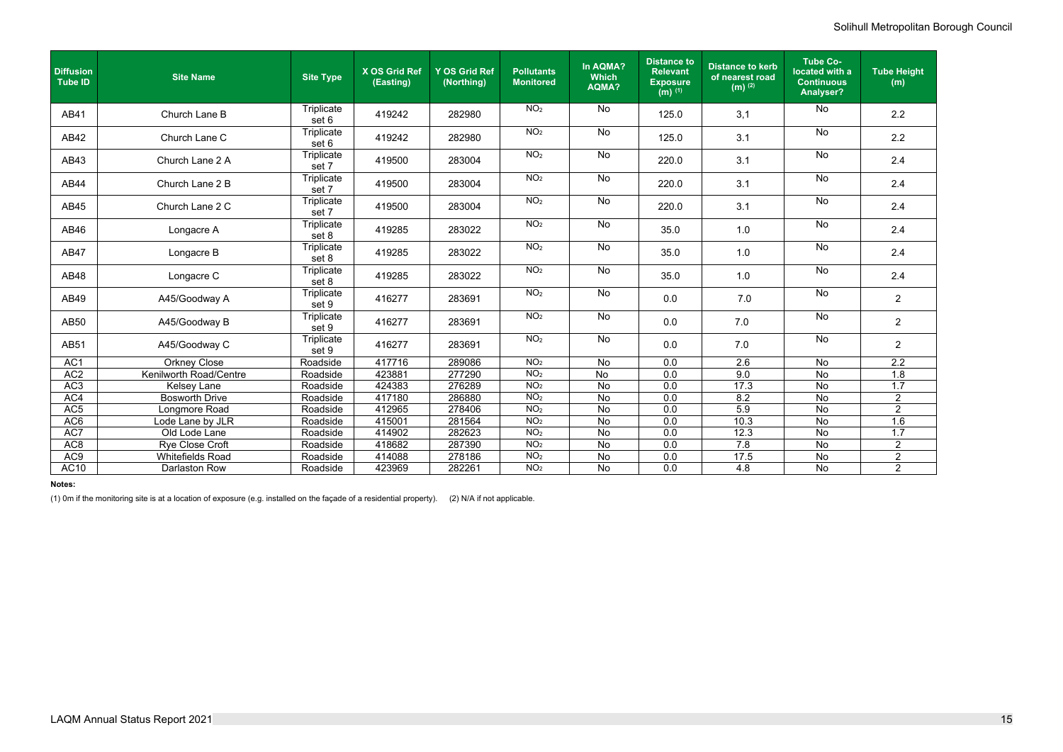| Diffusion Tube ID | Site Name | Site Type | X OS Grid Ref (Easting) | Y OS Grid Ref (Northing) | Pollutants Monitored | In AQMA? Which AQMA? | Distance to Relevant Exposure (m) [1] | Distance to kerb of nearest road (m) [2] | Tube Co-located with a Continuous Analyser? | Tube Height (m) |
|---|---|---|---|---|---|---|---|---|---|---|
| AB41 | Church Lane B | Triplicate set 6 | 419242 | 282980 | $NO_2$ | No | 125.0 | 3,1 | No | 2.2 |
| AB42 | Church Lane C | Triplicate set 6 | 419242 | 282980 | $NO_2$ | No | 125.0 | 3.1 | No | 2.2 |
| AB43 | Church Lane 2 A | Triplicate set 7 | 419500 | 283004 | $NO_2$ | No | 220.0 | 3.1 | No | 2.4 |
| AB44 | Church Lane 2 B | Triplicate set 7 | 419500 | 283004 | $NO_2$ | No | 220.0 | 3.1 | No | 2.4 |
| AB45 | Church Lane 2 C | Triplicate set 7 | 419500 | 283004 | $NO_2$ | No | 220.0 | 3.1 | No | 2.4 |
| AB46 | Longacre A | Triplicate set 8 | 419285 | 283022 | $NO_2$ | No | 35.0 | 1.0 | No | 2.4 |
| AB47 | Longacre B | Triplicate set 8 | 419285 | 283022 | $NO_2$ | No | 35.0 | 1.0 | No | 2.4 |
| AB48 | Longacre C | Triplicate set 8 | 419285 | 283022 | $NO_2$ | No | 35.0 | 1.0 | No | 2.4 |
| AB49 | A45/Goodway A | Triplicate set 9 | 416277 | 283691 | $NO_2$ | No | 0.0 | 7.0 | No | 2 |
| AB50 | A45/Goodway B | Triplicate set 9 | 416277 | 283691 | $NO_2$ | No | 0.0 | 7.0 | No | 2 |
| AB51 | A45/Goodway C | Triplicate set 9 | 416277 | 283691 | $NO_2$ | No | 0.0 | 7.0 | No | 2 |
| AC1 | Orkney Close | Roadside | 417716 | 289086 | $NO_2$ | No | 0.0 | 2.6 | No | 2.2 |
| AC2 | Kenilworth Road/Centre | Roadside | 423881 | 277290 | $NO_2$ | No | 0.0 | 9.0 | No | 1.8 |
| AC3 | Kelsey Lane | Roadside | 424383 | 276289 | $NO_2$ | No | 0.0 | 17.3 | No | 1.7 |
| AC4 | Bosworth Drive | Roadside | 417180 | 286880 | $NO_2$ | No | 0.0 | 8.2 | No | 2 |
| AC5 | Longmore Road | Roadside | 412965 | 278406 | $NO_2$ | No | 0.0 | 5.9 | No | 2 |
| AC6 | Lode Lane by JLR | Roadside | 415001 | 281564 | $NO_2$ | No | 0.0 | 10.3 | No | 1.6 |
| AC7 | Old Lode Lane | Roadside | 414902 | 282623 | $NO_2$ | No | 0.0 | 12.3 | No | 1.7 |
| AC8 | Rye Close Croft | Roadside | 418682 | 287390 | $NO_2$ | No | 0.0 | 7.8 | No | 2 |
| AC9 | Whitefields Road | Roadside | 414088 | 278186 | $NO_2$ | No | 0.0 | 17.5 | No | 2 |
| AC10 | Darlaston Row | Roadside | 423969 | 282261 | $NO_2$ | No | 0.0 | 4.8 | No | 2 |

**Notes:**

(1) 0m if the monitoring site is at a location of exposure (e.g. installed on the façade of a residential property). (2) N/A if not applicable.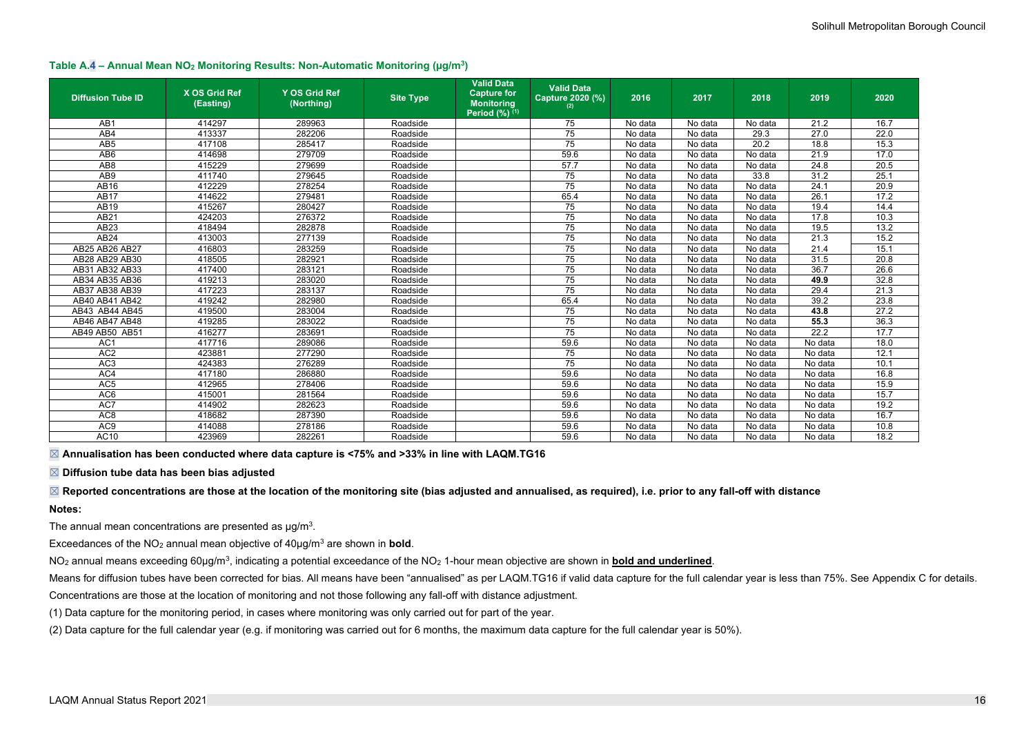### Table A.4 – Annual Mean $NO_2$ Monitoring Results: Non-Automatic Monitoring (µg/m$^3$)

| Diffusion Tube ID | X OS Grid Ref (Easting) | Y OS Grid Ref (Northing) | Site Type | Valid Data Capture for Monitoring Period (%) (1) | Valid Data Capture 2020 (%) (2) | 2016 | 2017 | 2018 | 2019 | 2020 |
|---|---|---|---|---|---|---|---|---|---|---|
| AB1 | 414297 | 289963 | Roadside | | 75 | No data | No data | No data | 21.2 | 16.7 |
| AB4 | 413337 | 282206 | Roadside | | 75 | No data | No data | 29.3 | 27.0 | 22.0 |
| AB5 | 417108 | 285417 | Roadside | | 75 | No data | No data | 20.2 | 18.8 | 15.3 |
| AB6 | 414698 | 279709 | Roadside | | 59.6 | No data | No data | No data | 21.9 | 17.0 |
| AB8 | 415229 | 279699 | Roadside | | 57.7 | No data | No data | No data | 24.8 | 20.5 |
| AB9 | 411740 | 279645 | Roadside | | 75 | No data | No data | 33.8 | 31.2 | 25.1 |
| AB16 | 412229 | 278254 | Roadside | | 75 | No data | No data | No data | 24.1 | 20.9 |
| AB17 | 414622 | 279481 | Roadside | | 65.4 | No data | No data | No data | 26.1 | 17.2 |
| AB19 | 415267 | 280427 | Roadside | | 75 | No data | No data | No data | 19.4 | 14.4 |
| AB21 | 424203 | 276372 | Roadside | | 75 | No data | No data | No data | 17.8 | 10.3 |
| AB23 | 418494 | 282878 | Roadside | | 75 | No data | No data | No data | 19.5 | 13.2 |
| AB24 | 413003 | 277139 | Roadside | | 75 | No data | No data | No data | 21.3 | 15.2 |
| AB25 AB26 AB27 | 416803 | 283259 | Roadside | | 75 | No data | No data | No data | 21.4 | 15.1 |
| AB28 AB29 AB30 | 418505 | 282921 | Roadside | | 75 | No data | No data | No data | 31.5 | 20.8 |
| AB31 AB32 AB33 | 417400 | 283121 | Roadside | | 75 | No data | No data | No data | 36.7 | 26.6 |
| AB34 AB35 AB36 | 419213 | 283020 | Roadside | | 75 | No data | No data | No data | **49.9** | 32.8 |
| AB37 AB38 AB39 | 417223 | 283137 | Roadside | | 75 | No data | No data | No data | 29.4 | 21.3 |
| AB40 AB41 AB42 | 419242 | 282980 | Roadside | | 65.4 | No data | No data | No data | 39.2 | 23.8 |
| AB43 AB44 AB45 | 419500 | 283004 | Roadside | | 75 | No data | No data | No data | **43.8** | 27.2 |
| AB46 AB47 AB48 | 419285 | 283022 | Roadside | | 75 | No data | No data | No data | **55.3** | 36.3 |
| AB49 AB50 AB51 | 416277 | 283691 | Roadside | | 75 | No data | No data | No data | 22.2 | 17.7 |
| AC1 | 417716 | 289086 | Roadside | | 59.6 | No data | No data | No data | No data | 18.0 |
| AC2 | 423881 | 277290 | Roadside | | 75 | No data | No data | No data | No data | 12.1 |
| AC3 | 424383 | 276289 | Roadside | | 75 | No data | No data | No data | No data | 10.1 |
| AC4 | 417180 | 286880 | Roadside | | 59.6 | No data | No data | No data | No data | 16.8 |
| AC5 | 412965 | 278406 | Roadside | | 59.6 | No data | No data | No data | No data | 15.9 |
| AC6 | 415001 | 281564 | Roadside | | 59.6 | No data | No data | No data | No data | 15.7 |
| AC7 | 414902 | 282623 | Roadside | | 59.6 | No data | No data | No data | No data | 19.2 |
| AC8 | 418682 | 287390 | Roadside | | 59.6 | No data | No data | No data | No data | 16.7 |
| AC9 | 414088 | 278186 | Roadside | | 59.6 | No data | No data | No data | No data | 10.8 |
| AC10 | 423969 | 282261 | Roadside | | 59.6 | No data | No data | No data | No data | 18.2 |

☒ **Annualisation has been conducted where data capture is <75% and >33% in line with LAQM.TG16**

☒ **Diffusion tube data has been bias adjusted**

☒ **Reported concentrations are those at the location of the monitoring site (bias adjusted and annualised, as required), i.e. prior to any fall-off with distance**

**Notes:**

The annual mean concentrations are presented as µg/m$^3$.

Exceedances of the $NO_2$ annual mean objective of 40µg/m$^3$ are shown in **bold**.

$NO_2$ annual means exceeding 60µg/m$^3$, indicating a potential exceedance of the $NO_2$ 1-hour mean objective are shown in **<u>bold and underlined</u>**.

Means for diffusion tubes have been corrected for bias. All means have been "annualised" as per LAQM.TG16 if valid data capture for the full calendar year is less than 75%. See Appendix C for details.

Concentrations are those at the location of monitoring and not those following any fall-off with distance adjustment.

(1) Data capture for the monitoring period, in cases where monitoring was only carried out for part of the year.

(2) Data capture for the full calendar year (e.g. if monitoring was carried out for 6 months, the maximum data capture for the full calendar year is 50%).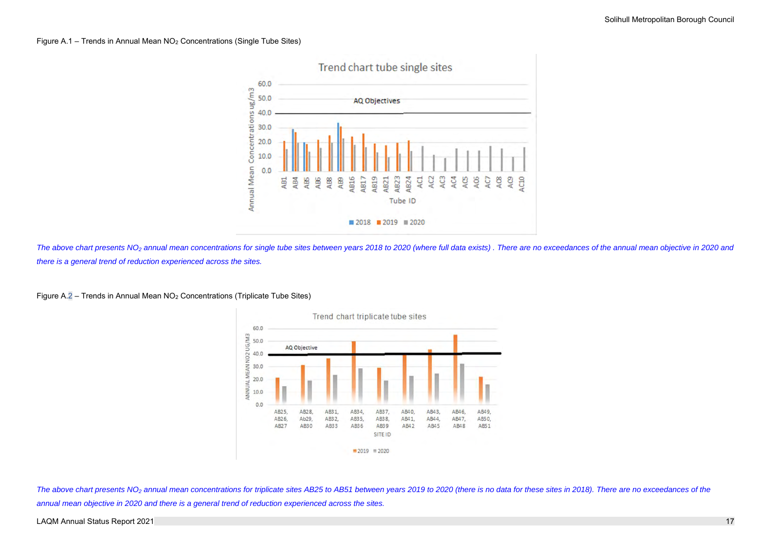Figure A.1 – Trends in Annual Mean $NO_2$ Concentrations (Single Tube Sites)

*The above chart presents $NO_2$ annual mean concentrations for single tube sites between years 2018 to 2020 (where full data exists) . There are no exceedances of the annual mean objective in 2020 and there is a general trend of reduction experienced across the sites.*

Figure A.2 – Trends in Annual Mean $NO_2$ Concentrations (Triplicate Tube Sites)

*The above chart presents $NO_2$ annual mean concentrations for triplicate sites AB25 to AB51 between years 2019 to 2020 (there is no data for these sites in 2018). There are no exceedances of the annual mean objective in 2020 and there is a general trend of reduction experienced across the sites.*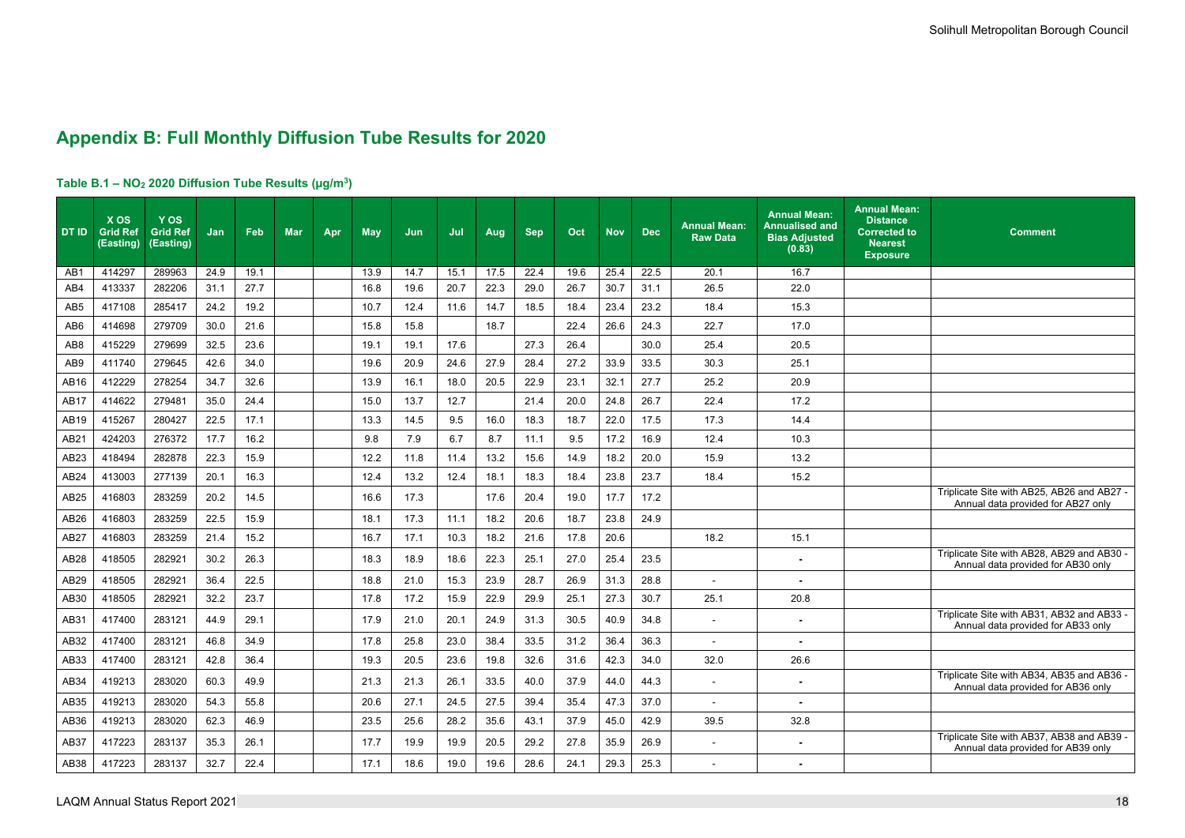## Appendix B: Full Monthly Diffusion Tube Results for 2020

### Table B.1 – $NO_2$ 2020 Diffusion Tube Results (µg/m[3])

| DT ID | X OS Grid Ref (Easting) | Y OS Grid Ref (Easting) | Jan | Feb | Mar | Apr | May | Jun | Jul | Aug | Sep | Oct | Nov | Dec | Annual Mean: Raw Data | Annual Mean: Annualised and Bias Adjusted (0.83) | Annual Mean: Distance Corrected to Nearest Exposure | Comment |
|---|---|---|---|---|---|---|---|---|---|---|---|---|---|---|---|---|---|---|
| AB1 | 414297 | 289963 | 24.9 | 19.1 | | | 13.9 | 14.7 | 15.1 | 17.5 | 22.4 | 19.6 | 25.4 | 22.5 | 20.1 | 16.7 | | |
| AB4 | 413337 | 282206 | 31.1 | 27.7 | | | 16.8 | 19.6 | 20.7 | 22.3 | 29.0 | 26.7 | 30.7 | 31.1 | 26.5 | 22.0 | | |
| AB5 | 417108 | 285417 | 24.2 | 19.2 | | | 10.7 | 12.4 | 11.6 | 14.7 | 18.5 | 18.4 | 23.4 | 23.2 | 18.4 | 15.3 | | |
| AB6 | 414698 | 279709 | 30.0 | 21.6 | | | 15.8 | 15.8 | | 18.7 | | 22.4 | 26.6 | 24.3 | 22.7 | 17.0 | | |
| AB8 | 415229 | 279699 | 32.5 | 23.6 | | | 19.1 | 19.1 | 17.6 | | 27.3 | 26.4 | | 30.0 | 25.4 | 20.5 | | |
| AB9 | 411740 | 279645 | 42.6 | 34.0 | | | 19.6 | 20.9 | 24.6 | 27.9 | 28.4 | 27.2 | 33.9 | 33.5 | 30.3 | 25.1 | | |
| AB16 | 412229 | 278254 | 34.7 | 32.6 | | | 13.9 | 16.1 | 18.0 | 20.5 | 22.9 | 23.1 | 32.1 | 27.7 | 25.2 | 20.9 | | |
| AB17 | 414622 | 279481 | 35.0 | 24.4 | | | 15.0 | 13.7 | 12.7 | | 21.4 | 20.0 | 24.8 | 26.7 | 22.4 | 17.2 | | |
| AB19 | 415267 | 280427 | 22.5 | 17.1 | | | 13.3 | 14.5 | 9.5 | 16.0 | 18.3 | 18.7 | 22.0 | 17.5 | 17.3 | 14.4 | | |
| AB21 | 424203 | 276372 | 17.7 | 16.2 | | | 9.8 | 7.9 | 6.7 | 8.7 | 11.1 | 9.5 | 17.2 | 16.9 | 12.4 | 10.3 | | |
| AB23 | 418494 | 282878 | 22.3 | 15.9 | | | 12.2 | 11.8 | 11.4 | 13.2 | 15.6 | 14.9 | 18.2 | 20.0 | 15.9 | 13.2 | | |
| AB24 | 413003 | 277139 | 20.1 | 16.3 | | | 12.4 | 13.2 | 12.4 | 18.1 | 18.3 | 18.4 | 23.8 | 23.7 | 18.4 | 15.2 | | |
| AB25 | 416803 | 283259 | 20.2 | 14.5 | | | 16.6 | 17.3 | | 17.6 | 20.4 | 19.0 | 17.7 | 17.2 | | | | Triplicate Site with AB25, AB26 and AB27 - Annual data provided for AB27 only |
| AB26 | 416803 | 283259 | 22.5 | 15.9 | | | 18.1 | 17.3 | 11.1 | 18.2 | 20.6 | 18.7 | 23.8 | 24.9 | | | | |
| AB27 | 416803 | 283259 | 21.4 | 15.2 | | | 16.7 | 17.1 | 10.3 | 18.2 | 21.6 | 17.8 | 20.6 | | 18.2 | 15.1 | | |
| AB28 | 418505 | 282921 | 30.2 | 26.3 | | | 18.3 | 18.9 | 18.6 | 22.3 | 25.1 | 27.0 | 25.4 | 23.5 | | - | | Triplicate Site with AB28, AB29 and AB30 - Annual data provided for AB30 only |
| AB29 | 418505 | 282921 | 36.4 | 22.5 | | | 18.8 | 21.0 | 15.3 | 23.9 | 28.7 | 26.9 | 31.3 | 28.8 | - | - | | |
| AB30 | 418505 | 282921 | 32.2 | 23.7 | | | 17.8 | 17.2 | 15.9 | 22.9 | 29.9 | 25.1 | 27.3 | 30.7 | 25.1 | 20.8 | | |
| AB31 | 417400 | 283121 | 44.9 | 29.1 | | | 17.9 | 21.0 | 20.1 | 24.9 | 31.3 | 30.5 | 40.9 | 34.8 | - | - | | Triplicate Site with AB31, AB32 and AB33 - Annual data provided for AB33 only |
| AB32 | 417400 | 283121 | 46.8 | 34.9 | | | 17.8 | 25.8 | 23.0 | 38.4 | 33.5 | 31.2 | 36.4 | 36.3 | - | - | | |
| AB33 | 417400 | 283121 | 42.8 | 36.4 | | | 19.3 | 20.5 | 23.6 | 19.8 | 32.6 | 31.6 | 42.3 | 34.0 | 32.0 | 26.6 | | |
| AB34 | 419213 | 283020 | 60.3 | 49.9 | | | 21.3 | 21.3 | 26.1 | 33.5 | 40.0 | 37.9 | 44.0 | 44.3 | - | - | | Triplicate Site with AB34, AB35 and AB36 - Annual data provided for AB36 only |
| AB35 | 419213 | 283020 | 54.3 | 55.8 | | | 20.6 | 27.1 | 24.5 | 27.5 | 39.4 | 35.4 | 47.3 | 37.0 | - | - | | |
| AB36 | 419213 | 283020 | 62.3 | 46.9 | | | 23.5 | 25.6 | 28.2 | 35.6 | 43.1 | 37.9 | 45.0 | 42.9 | 39.5 | 32.8 | | |
| AB37 | 417223 | 283137 | 35.3 | 26.1 | | | 17.7 | 19.9 | 19.9 | 20.5 | 29.2 | 27.8 | 35.9 | 26.9 | - | - | | Triplicate Site with AB37, AB38 and AB39 - Annual data provided for AB39 only |
| AB38 | 417223 | 283137 | 32.7 | 22.4 | | | 17.1 | 18.6 | 19.0 | 19.6 | 28.6 | 24.1 | 29.3 | 25.3 | - | - | | |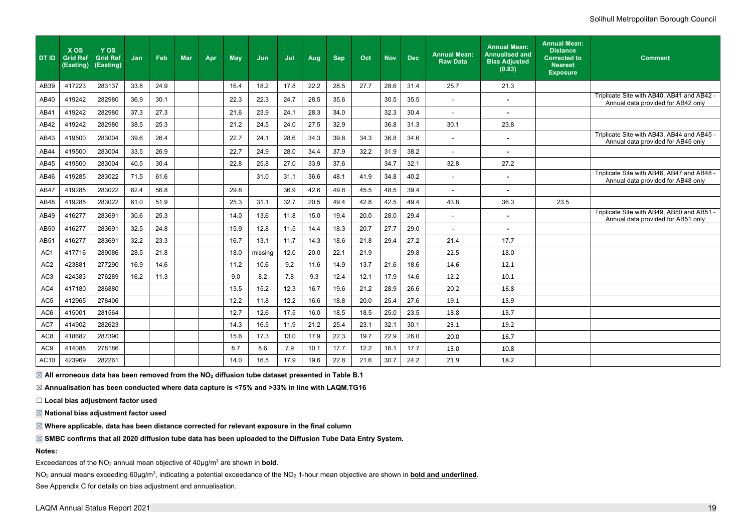| DT ID | X OS Grid Ref (Easting) | Y OS Grid Ref (Easting) | Jan | Feb | Mar | Apr | May | Jun | Jul | Aug | Sep | Oct | Nov | Dec | Annual Mean: Raw Data | Annual Mean: Annualised and Bias Adjusted (0.83) | Annual Mean: Distance Corrected to Nearest Exposure | Comment |
|---|---|---|---|---|---|---|---|---|---|---|---|---|---|---|---|---|---|---|
| AB39 | 417223 | 283137 | 33.8 | 24.9 | | | 16.4 | 18.2 | 17.8 | 22.2 | 28.5 | 27.7 | 28.6 | 31.4 | 25.7 | 21.3 | | |
| AB40 | 419242 | 282980 | 36.9 | 30.1 | | | 22.3 | 22.3 | 24.7 | 28.5 | 35.6 | | 30.5 | 35.5 | - | - | | Triplicate Site with AB40, AB41 and AB42 - Annual data provided for AB42 only |
| AB41 | 419242 | 282980 | 37.3 | 27.3 | | | 21.6 | 23.9 | 24.1 | 28.3 | 34.0 | | 32.3 | 30.4 | - | - | | |
| AB42 | 419242 | 282980 | 38.5 | 25.3 | | | 21.2 | 24.5 | 24.0 | 27.5 | 32.9 | | 36.8 | 31.3 | 30.1 | 23.8 | | |
| AB43 | 419500 | 283004 | 39.6 | 26.4 | | | 22.7 | 24.1 | 28.6 | 34.3 | 39.8 | 34.3 | 36.8 | 34.6 | - | - | | Triplicate Site with AB43, AB44 and AB45 - Annual data provided for AB45 only |
| AB44 | 419500 | 283004 | 33.5 | 26.9 | | | 22.7 | 24.9 | 28.0 | 34.4 | 37.9 | 32.2 | 31.9 | 38.2 | - | - | | |
| AB45 | 419500 | 283004 | 40.5 | 30.4 | | | 22.8 | 25.8 | 27.0 | 33.9 | 37.6 | | 34.7 | 32.1 | 32.8 | 27.2 | | |
| AB46 | 419285 | 283022 | 71.5 | 61.6 | | | | 31.0 | 31.1 | 36.6 | 48.1 | 41.9 | 34.8 | 40.2 | - | - | | Triplicate Site with AB46, AB47 and AB48 - Annual data provided for AB48 only |
| AB47 | 419285 | 283022 | 62.4 | 56.8 | | | 29.8 | | 36.9 | 42.6 | 49.8 | 45.5 | 48.5 | 39.4 | - | - | | |
| AB48 | 419285 | 283022 | 61.0 | 51.9 | | | 25.3 | 31.1 | 32.7 | 20.5 | 49.4 | 42.8 | 42.5 | 49.4 | 43.8 | 36.3 | 23.5 | |
| AB49 | 416277 | 283691 | 30.6 | 25.3 | | | 14.0 | 13.6 | 11.8 | 15.0 | 19.4 | 20.0 | 28.0 | 29.4 | - | - | | Triplicate Site with AB49, AB50 and AB51 - Annual data provided for AB51 only |
| AB50 | 416277 | 283691 | 32.5 | 24.8 | | | 15.9 | 12.8 | 11.5 | 14.4 | 18.3 | 20.7 | 27.7 | 29.0 | - | - | | |
| AB51 | 416277 | 283691 | 32.2 | 23.3 | | | 16.7 | 13.1 | 11.7 | 14.3 | 18.6 | 21.8 | 29.4 | 27.2 | 21.4 | 17.7 | | |
| AC1 | 417716 | 289086 | 28.5 | 21.8 | | | 18.0 | missing | 12.0 | 20.0 | 22.1 | 21.9 | | 29.8 | 22.5 | 18.0 | | |
| AC2 | 423881 | 277290 | 16.9 | 14.6 | | | 11.2 | 10.6 | 9.2 | 11.6 | 14.9 | 13.7 | 21.6 | 18.6 | 14.6 | 12.1 | | |
| AC3 | 424383 | 276289 | 16.2 | 11.3 | | | 9.0 | 8.2 | 7.8 | 9.3 | 12.4 | 12.1 | 17.9 | 14.6 | 12.2 | 10.1 | | |
| AC4 | 417180 | 286880 | | | | | 13.5 | 15.2 | 12.3 | 16.7 | 19.6 | 21.2 | 28.9 | 26.6 | 20.2 | 16.8 | | |
| AC5 | 412965 | 278406 | | | | | 12.2 | 11.8 | 12.2 | 16.6 | 18.8 | 20.0 | 25.4 | 27.6 | 19.1 | 15.9 | | |
| AC6 | 415001 | 281564 | | | | | 12.7 | 12.6 | 17.5 | 16.0 | 18.5 | 18.5 | 25.0 | 23.5 | 18.8 | 15.7 | | |
| AC7 | 414902 | 282623 | | | | | 14.3 | 16.5 | 11.9 | 21.2 | 25.4 | 23.1 | 32.1 | 30.1 | 23.1 | 19.2 | | |
| AC8 | 418682 | 287390 | | | | | 15.6 | 17.3 | 13.0 | 17.9 | 22.3 | 19.7 | 22.9 | 26.0 | 20.0 | 16.7 | | |
| AC9 | 414088 | 278186 | | | | | 8.7 | 8.6 | 7.9 | 10.1 | 17.7 | 12.2 | 16.1 | 17.7 | 13.0 | 10.8 | | |
| AC10 | 423969 | 282261 | | | | | 14.0 | 16.5 | 17.9 | 19.6 | 22.8 | 21.6 | 30.7 | 24.2 | 21.9 | 18.2 | | |

☒ **All erroneous data has been removed from the $NO_2$ diffusion tube dataset presented in Table B.1**

☒ **Annualisation has been conducted where data capture is <75% and >33% in line with LAQM.TG16**

☐ **Local bias adjustment factor used**

☒ **National bias adjustment factor used**

☒ **Where applicable, data has been distance corrected for relevant exposure in the final column**

☒ **SMBC confirms that all 2020 diffusion tube data has been uploaded to the Diffusion Tube Data Entry System.**

**Notes:**

Exceedances of the $NO_2$ annual mean objective of 40µg/m$^3$ are shown in **bold**.

$NO_2$ annual means exceeding 60µg/m$^3$, indicating a potential exceedance of the $NO_2$ 1-hour mean objective are shown in **bold and underlined**.

See Appendix C for details on bias adjustment and annualisation.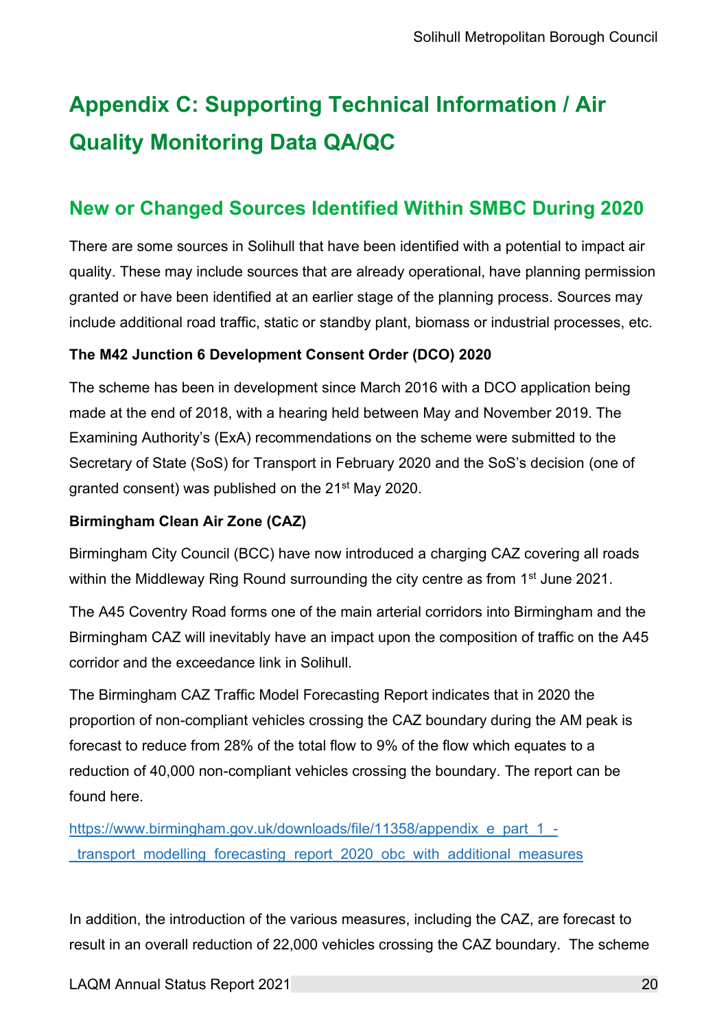# Appendix C: Supporting Technical Information / Air Quality Monitoring Data QA/QC

## New or Changed Sources Identified Within SMBC During 2020

There are some sources in Solihull that have been identified with a potential to impact air quality. These may include sources that are already operational, have planning permission granted or have been identified at an earlier stage of the planning process. Sources may include additional road traffic, static or standby plant, biomass or industrial processes, etc.

**The M42 Junction 6 Development Consent Order (DCO) 2020**

The scheme has been in development since March 2016 with a DCO application being made at the end of 2018, with a hearing held between May and November 2019. The Examining Authority's (ExA) recommendations on the scheme were submitted to the Secretary of State (SoS) for Transport in February 2020 and the SoS's decision (one of granted consent) was published on the 21st May 2020.

**Birmingham Clean Air Zone (CAZ)**

Birmingham City Council (BCC) have now introduced a charging CAZ covering all roads within the Middleway Ring Round surrounding the city centre as from 1st June 2021.

The A45 Coventry Road forms one of the main arterial corridors into Birmingham and the Birmingham CAZ will inevitably have an impact upon the composition of traffic on the A45 corridor and the exceedance link in Solihull.

The Birmingham CAZ Traffic Model Forecasting Report indicates that in 2020 the proportion of non-compliant vehicles crossing the CAZ boundary during the AM peak is forecast to reduce from 28% of the total flow to 9% of the flow which equates to a reduction of 40,000 non-compliant vehicles crossing the boundary. The report can be found here.

https://www.birmingham.gov.uk/downloads/file/11358/appendix_e_part_1_-_transport_modelling_forecasting_report_2020_obc_with_additional_measures

In addition, the introduction of the various measures, including the CAZ, are forecast to result in an overall reduction of 22,000 vehicles crossing the CAZ boundary. The scheme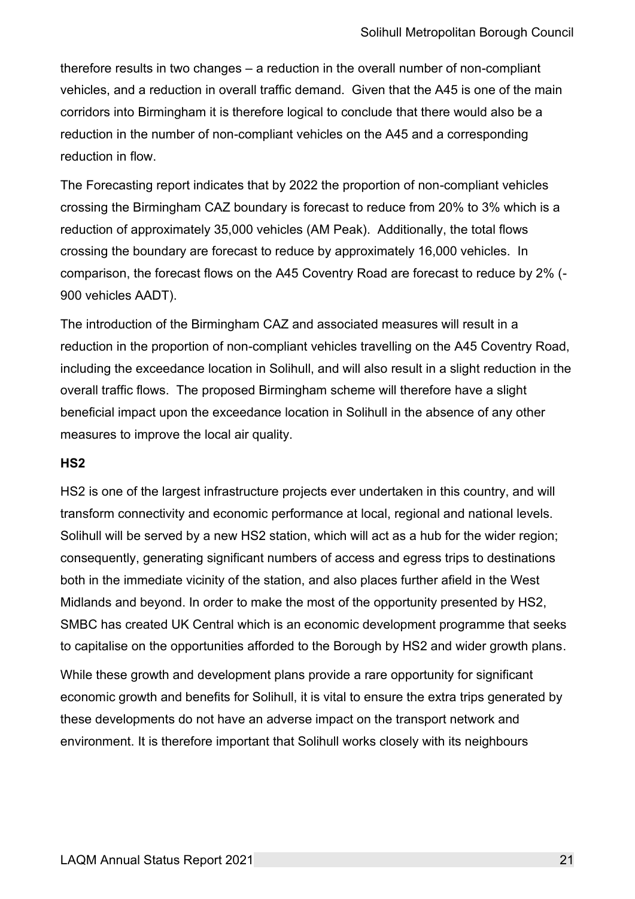therefore results in two changes – a reduction in the overall number of non-compliant vehicles, and a reduction in overall traffic demand. Given that the A45 is one of the main corridors into Birmingham it is therefore logical to conclude that there would also be a reduction in the number of non-compliant vehicles on the A45 and a corresponding reduction in flow.

The Forecasting report indicates that by 2022 the proportion of non-compliant vehicles crossing the Birmingham CAZ boundary is forecast to reduce from 20% to 3% which is a reduction of approximately 35,000 vehicles (AM Peak). Additionally, the total flows crossing the boundary are forecast to reduce by approximately 16,000 vehicles. In comparison, the forecast flows on the A45 Coventry Road are forecast to reduce by 2% (-900 vehicles AADT).

The introduction of the Birmingham CAZ and associated measures will result in a reduction in the proportion of non-compliant vehicles travelling on the A45 Coventry Road, including the exceedance location in Solihull, and will also result in a slight reduction in the overall traffic flows. The proposed Birmingham scheme will therefore have a slight beneficial impact upon the exceedance location in Solihull in the absence of any other measures to improve the local air quality.

**HS2**

HS2 is one of the largest infrastructure projects ever undertaken in this country, and will transform connectivity and economic performance at local, regional and national levels. Solihull will be served by a new HS2 station, which will act as a hub for the wider region; consequently, generating significant numbers of access and egress trips to destinations both in the immediate vicinity of the station, and also places further afield in the West Midlands and beyond. In order to make the most of the opportunity presented by HS2, SMBC has created UK Central which is an economic development programme that seeks to capitalise on the opportunities afforded to the Borough by HS2 and wider growth plans.

While these growth and development plans provide a rare opportunity for significant economic growth and benefits for Solihull, it is vital to ensure the extra trips generated by these developments do not have an adverse impact on the transport network and environment. It is therefore important that Solihull works closely with its neighbours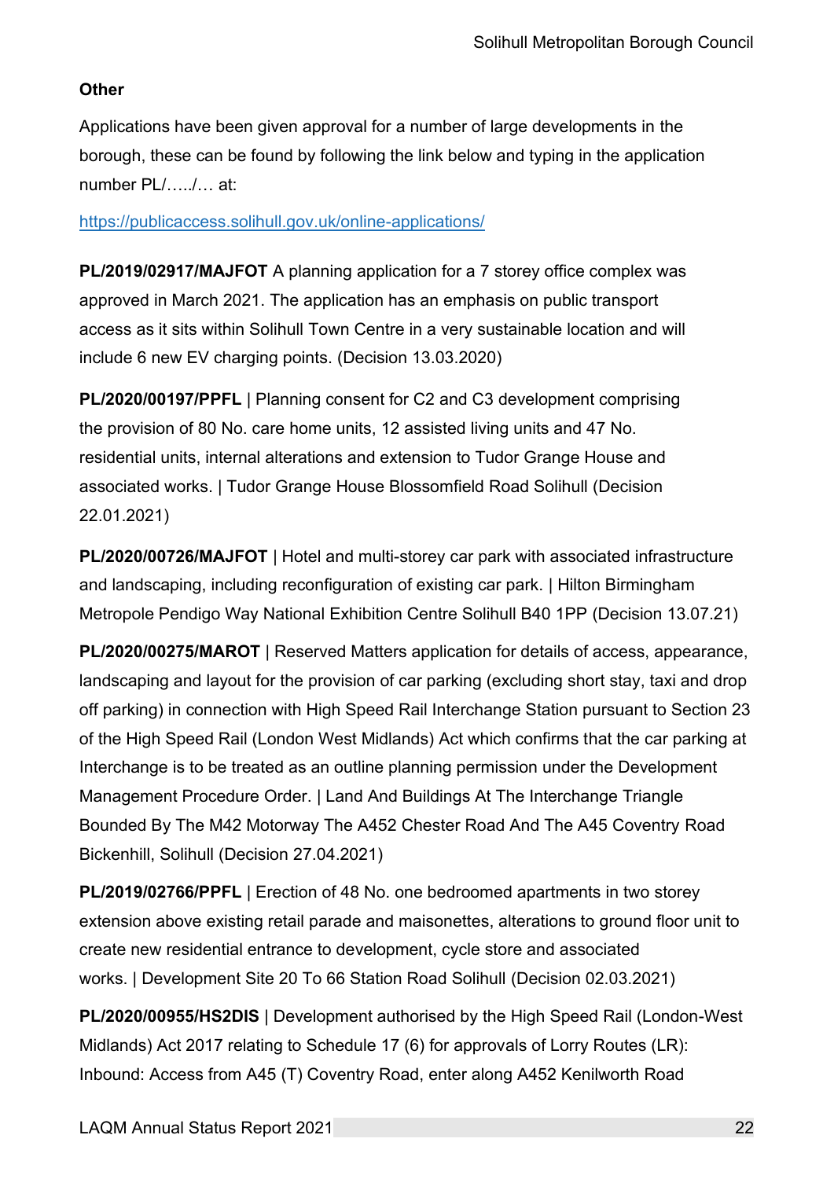**Other**

Applications have been given approval for a number of large developments in the borough, these can be found by following the link below and typing in the application number PL/…../… at:

https://publicaccess.solihull.gov.uk/online-applications/

**PL/2019/02917/MAJFOT** A planning application for a 7 storey office complex was approved in March 2021. The application has an emphasis on public transport access as it sits within Solihull Town Centre in a very sustainable location and will include 6 new EV charging points. (Decision 13.03.2020)

**PL/2020/00197/PPFL** | Planning consent for C2 and C3 development comprising the provision of 80 No. care home units, 12 assisted living units and 47 No. residential units, internal alterations and extension to Tudor Grange House and associated works. | Tudor Grange House Blossomfield Road Solihull (Decision 22.01.2021)

**PL/2020/00726/MAJFOT** | Hotel and multi-storey car park with associated infrastructure and landscaping, including reconfiguration of existing car park. | Hilton Birmingham Metropole Pendigo Way National Exhibition Centre Solihull B40 1PP (Decision 13.07.21)

**PL/2020/00275/MAROT** | Reserved Matters application for details of access, appearance, landscaping and layout for the provision of car parking (excluding short stay, taxi and drop off parking) in connection with High Speed Rail Interchange Station pursuant to Section 23 of the High Speed Rail (London West Midlands) Act which confirms that the car parking at Interchange is to be treated as an outline planning permission under the Development Management Procedure Order. | Land And Buildings At The Interchange Triangle Bounded By The M42 Motorway The A452 Chester Road And The A45 Coventry Road Bickenhill, Solihull (Decision 27.04.2021)

**PL/2019/02766/PPFL** | Erection of 48 No. one bedroomed apartments in two storey extension above existing retail parade and maisonettes, alterations to ground floor unit to create new residential entrance to development, cycle store and associated works. | Development Site 20 To 66 Station Road Solihull (Decision 02.03.2021)

**PL/2020/00955/HS2DIS** | Development authorised by the High Speed Rail (London-West Midlands) Act 2017 relating to Schedule 17 (6) for approvals of Lorry Routes (LR): Inbound: Access from A45 (T) Coventry Road, enter along A452 Kenilworth Road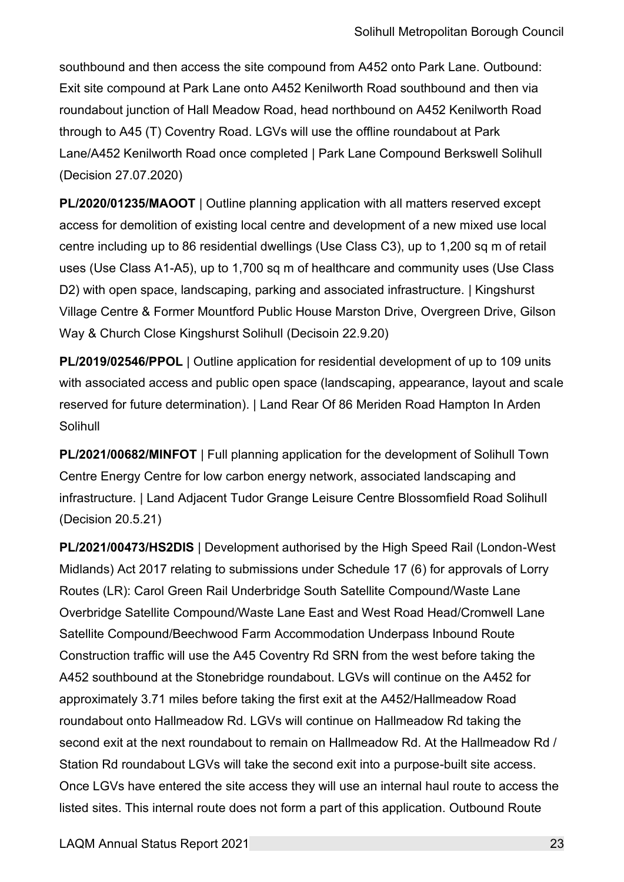southbound and then access the site compound from A452 onto Park Lane. Outbound: Exit site compound at Park Lane onto A452 Kenilworth Road southbound and then via roundabout junction of Hall Meadow Road, head northbound on A452 Kenilworth Road through to A45 (T) Coventry Road. LGVs will use the offline roundabout at Park Lane/A452 Kenilworth Road once completed | Park Lane Compound Berkswell Solihull (Decision 27.07.2020)

**PL/2020/01235/MAOOT** | Outline planning application with all matters reserved except access for demolition of existing local centre and development of a new mixed use local centre including up to 86 residential dwellings (Use Class C3), up to 1,200 sq m of retail uses (Use Class A1-A5), up to 1,700 sq m of healthcare and community uses (Use Class D2) with open space, landscaping, parking and associated infrastructure. | Kingshurst Village Centre & Former Mountford Public House Marston Drive, Overgreen Drive, Gilson Way & Church Close Kingshurst Solihull (Decisoin 22.9.20)

**PL/2019/02546/PPOL** | Outline application for residential development of up to 109 units with associated access and public open space (landscaping, appearance, layout and scale reserved for future determination). | Land Rear Of 86 Meriden Road Hampton In Arden Solihull

**PL/2021/00682/MINFOT** | Full planning application for the development of Solihull Town Centre Energy Centre for low carbon energy network, associated landscaping and infrastructure. | Land Adjacent Tudor Grange Leisure Centre Blossomfield Road Solihull (Decision 20.5.21)

**PL/2021/00473/HS2DIS** | Development authorised by the High Speed Rail (London-West Midlands) Act 2017 relating to submissions under Schedule 17 (6) for approvals of Lorry Routes (LR): Carol Green Rail Underbridge South Satellite Compound/Waste Lane Overbridge Satellite Compound/Waste Lane East and West Road Head/Cromwell Lane Satellite Compound/Beechwood Farm Accommodation Underpass Inbound Route Construction traffic will use the A45 Coventry Rd SRN from the west before taking the A452 southbound at the Stonebridge roundabout. LGVs will continue on the A452 for approximately 3.71 miles before taking the first exit at the A452/Hallmeadow Road roundabout onto Hallmeadow Rd. LGVs will continue on Hallmeadow Rd taking the second exit at the next roundabout to remain on Hallmeadow Rd. At the Hallmeadow Rd / Station Rd roundabout LGVs will take the second exit into a purpose-built site access. Once LGVs have entered the site access they will use an internal haul route to access the listed sites. This internal route does not form a part of this application. Outbound Route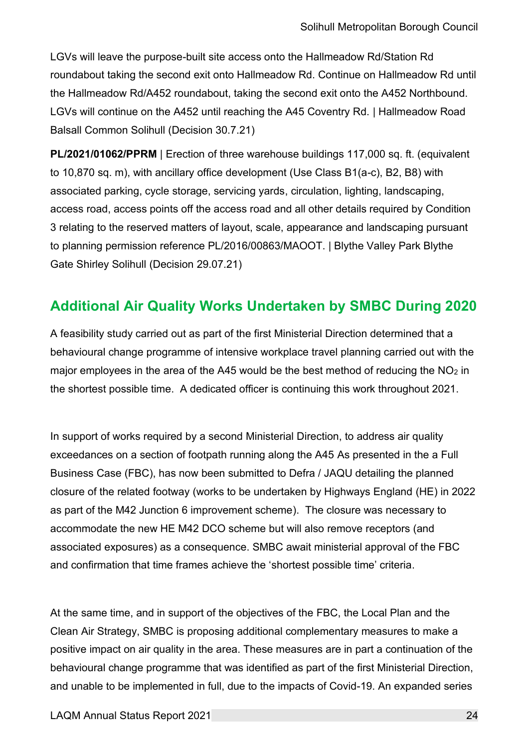LGVs will leave the purpose-built site access onto the Hallmeadow Rd/Station Rd roundabout taking the second exit onto Hallmeadow Rd. Continue on Hallmeadow Rd until the Hallmeadow Rd/A452 roundabout, taking the second exit onto the A452 Northbound. LGVs will continue on the A452 until reaching the A45 Coventry Rd. | Hallmeadow Road Balsall Common Solihull (Decision 30.7.21)

**PL/2021/01062/PPRM** | Erection of three warehouse buildings 117,000 sq. ft. (equivalent to 10,870 sq. m), with ancillary office development (Use Class B1(a-c), B2, B8) with associated parking, cycle storage, servicing yards, circulation, lighting, landscaping, access road, access points off the access road and all other details required by Condition 3 relating to the reserved matters of layout, scale, appearance and landscaping pursuant to planning permission reference PL/2016/00863/MAOOT. | Blythe Valley Park Blythe Gate Shirley Solihull (Decision 29.07.21)

## Additional Air Quality Works Undertaken by SMBC During 2020

A feasibility study carried out as part of the first Ministerial Direction determined that a behavioural change programme of intensive workplace travel planning carried out with the major employees in the area of the A45 would be the best method of reducing the $NO_2$ in the shortest possible time. A dedicated officer is continuing this work throughout 2021.

In support of works required by a second Ministerial Direction, to address air quality exceedances on a section of footpath running along the A45 As presented in the a Full Business Case (FBC), has now been submitted to Defra / JAQU detailing the planned closure of the related footway (works to be undertaken by Highways England (HE) in 2022 as part of the M42 Junction 6 improvement scheme). The closure was necessary to accommodate the new HE M42 DCO scheme but will also remove receptors (and associated exposures) as a consequence. SMBC await ministerial approval of the FBC and confirmation that time frames achieve the 'shortest possible time' criteria.

At the same time, and in support of the objectives of the FBC, the Local Plan and the Clean Air Strategy, SMBC is proposing additional complementary measures to make a positive impact on air quality in the area. These measures are in part a continuation of the behavioural change programme that was identified as part of the first Ministerial Direction, and unable to be implemented in full, due to the impacts of Covid-19. An expanded series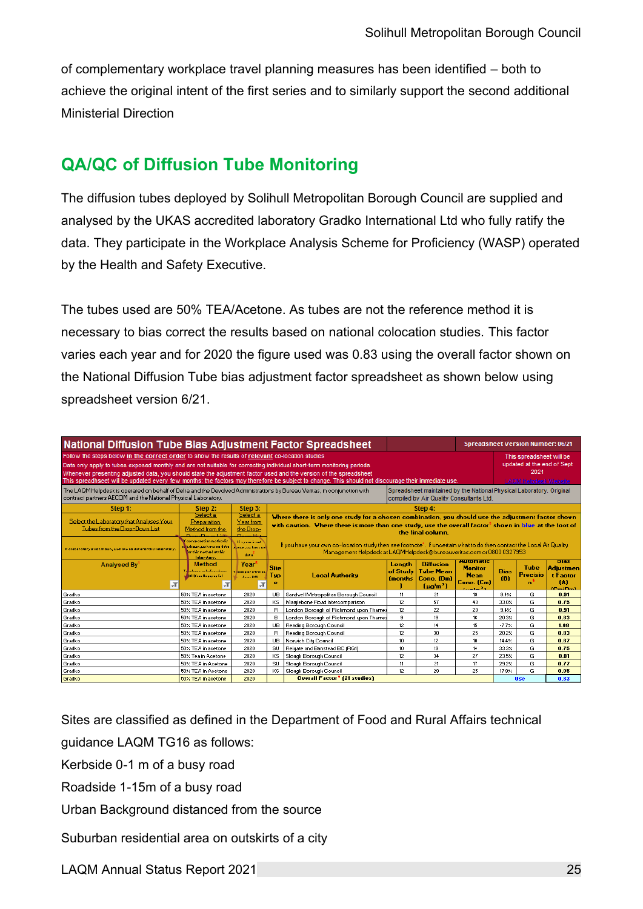of complementary workplace travel planning measures has been identified – both to achieve the original intent of the first series and to similarly support the second additional Ministerial Direction

## QA/QC of Diffusion Tube Monitoring

The diffusion tubes deployed by Solihull Metropolitan Borough Council are supplied and analysed by the UKAS accredited laboratory Gradko International Ltd who fully ratify the data. They participate in the Workplace Analysis Scheme for Proficiency (WASP) operated by the Health and Safety Executive.

The tubes used are 50% TEA/Acetone. As tubes are not the reference method it is necessary to bias correct the results based on national colocation studies. This factor varies each year and for 2020 the figure used was 0.83 using the overall factor shown on the National Diffusion Tube bias adjustment factor spreadsheet as shown below using spreadsheet version 6/21.

**National Diffusion Tube Bias Adjustment Factor Spreadsheet** — Spreadsheet Version Number: 06/21

Follow the steps below **in the correct order** to show the results of **relevant** co-location studies
Data only apply to tubes exposed monthly and are not suitable for correcting individual short-term monitoring periods
Whenever presenting adjusted data, you should state the adjustment factor used and the version of the spreadsheet
This spreadsheet will be updated every few months: the factors may therefore be subject to change. This should not discourage their immediate use.

This spreadsheet will be updated at the end of Sept 2021
LAQM Helpdesk Website

The LAQM Helpdesk is operated on behalf of Defra and the Devolved Administrations by Bureau Veritas, in conjunction with contract partners AECOM and the National Physical Laboratory.

Spreadsheet maintained by the National Physical Laboratory. Original compiled by Air Quality Consultants Ltd.

Step 1: Select the Laboratory that Analyses Your Tubes from the Drop-Down List. If a laboratory is not shown, we have no data for this laboratory.

Step 2: Select a Preparation Method from the Drop-Down List. If a preparation method is not shown, we have no data for this method at this laboratory.

Step 3: Select a Year from the Drop-Down List. If a year is not shown, we have no data.

Step 4: Where there is only one study for a chosen combination, you should use the adjustment factor shown with caution. Where there is more than one study, use the overall factor shown in blue at the foot of the final column. If you have your own co-location study then see footnote. If uncertain what to do then contact the Local Air Quality Management Helpdesk at LAQMHelpdesk@bureauveritas.com or 0800 0327953

| Analysed By | Method | Year | Site Type | Local Authority | Length of Study (months) | Diffusion Tube Mean Conc. (Dm) (µg/m³) | Automatic Monitor Mean Conc. (Cm) (µg/m³) | Bias (B) | Tube Precision | Bias Adjustment Factor (A) (Cm/Dm) |
|---|---|---|---|---|---|---|---|---|---|---|
| Gradko | 50% TEA in acetone | 2020 | UB | Sandwell Metropolitan Borough Council | 11 | 21 | 19 | 9.4% | G | 0.91 |
| Gradko | 50% TEA in acetone | 2020 | KS | Marylebone Road Intercomparison | 12 | 57 | 43 | 33.0% | G | 0.75 |
| Gradko | 50% TEA in acetone | 2020 | R | London Borough of Richmond upon Thames | 12 | 22 | 20 | 9.4% | G | 0.91 |
| Gradko | 50% TEA in acetone | 2020 | B | London Borough of Richmond upon Thames | 9 | 19 | 16 | 20.3% | G | 0.83 |
| Gradko | 50% TEA in acetone | 2020 | UB | Reading Borough Council | 12 | 14 | 15 | -7.7% | G | 1.08 |
| Gradko | 50% TEA in acetone | 2020 | R | Reading Borough Council | 12 | 30 | 25 | 20.2% | G | 0.83 |
| Gradko | 50% TEA in acetone | 2020 | UB | Norwich City Council | 10 | 12 | 10 | 14.4% | G | 0.87 |
| Gradko | 50% TEA in acetone | 2020 | SU | Reigate and Banstead BC (RG1) | 10 | 19 | 14 | 33.3% | G | 0.75 |
| Gradko | 50% Tea in Acetone | 2020 | KS | Slough Borough Council | 12 | 34 | 27 | 23.5% | G | 0.81 |
| Gradko | 50% TEA in Acetone | 2020 | SU | Slough Borough Council | 11 | 21 | 17 | 29.2% | G | 0.77 |
| Gradko | 50% TEA in Acetone | 2020 | KS | Slough Borough Council | 12 | 29 | 25 | 17.9% | G | 0.85 |
| Gradko | 50% TEA in acetone | 2020 | | Overall Factor (21 studies) | | | | | Use | 0.83 |

Sites are classified as defined in the Department of Food and Rural Affairs technical guidance LAQM TG16 as follows:

Kerbside 0-1 m of a busy road

Roadside 1-15m of a busy road

Urban Background distanced from the source

Suburban residential area on outskirts of a city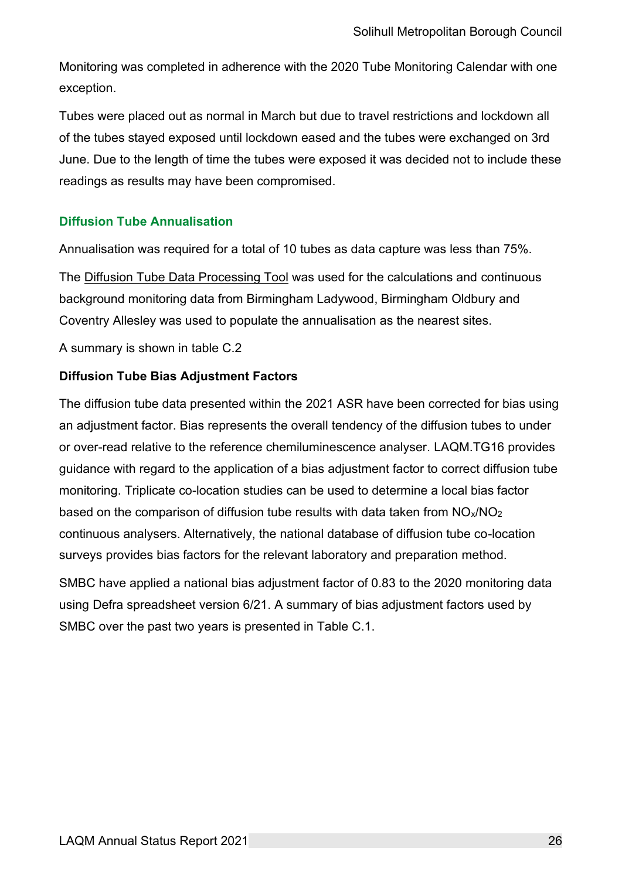Monitoring was completed in adherence with the 2020 Tube Monitoring Calendar with one exception.

Tubes were placed out as normal in March but due to travel restrictions and lockdown all of the tubes stayed exposed until lockdown eased and the tubes were exchanged on 3rd June. Due to the length of time the tubes were exposed it was decided not to include these readings as results may have been compromised.

## Diffusion Tube Annualisation

Annualisation was required for a total of 10 tubes as data capture was less than 75%.

The Diffusion Tube Data Processing Tool was used for the calculations and continuous background monitoring data from Birmingham Ladywood, Birmingham Oldbury and Coventry Allesley was used to populate the annualisation as the nearest sites.

A summary is shown in table C.2

### Diffusion Tube Bias Adjustment Factors

The diffusion tube data presented within the 2021 ASR have been corrected for bias using an adjustment factor. Bias represents the overall tendency of the diffusion tubes to under or over-read relative to the reference chemiluminescence analyser. LAQM.TG16 provides guidance with regard to the application of a bias adjustment factor to correct diffusion tube monitoring. Triplicate co-location studies can be used to determine a local bias factor based on the comparison of diffusion tube results with data taken from $NO_x$/$NO_2$ continuous analysers. Alternatively, the national database of diffusion tube co-location surveys provides bias factors for the relevant laboratory and preparation method.

SMBC have applied a national bias adjustment factor of 0.83 to the 2020 monitoring data using Defra spreadsheet version 6/21. A summary of bias adjustment factors used by SMBC over the past two years is presented in Table C.1.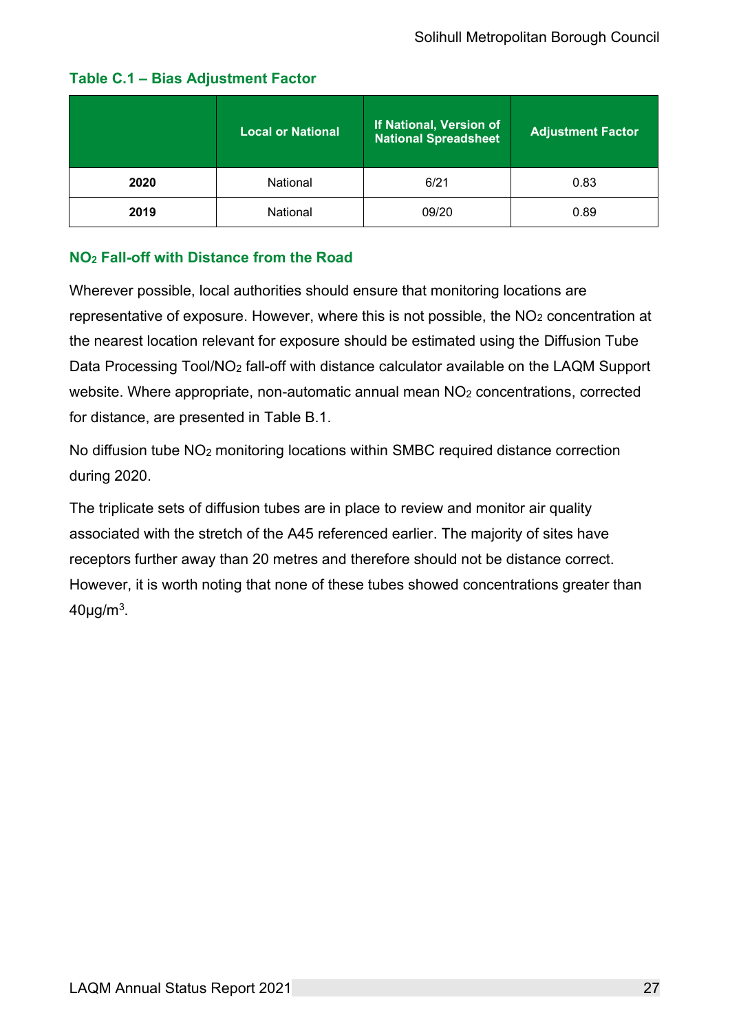### Table C.1 – Bias Adjustment Factor

| | Local or National | If National, Version of National Spreadsheet | Adjustment Factor |
|---|---|---|---|
| **2020** | National | 6/21 | 0.83 |
| **2019** | National | 09/20 | 0.89 |

### $NO_2$ Fall-off with Distance from the Road

Wherever possible, local authorities should ensure that monitoring locations are representative of exposure. However, where this is not possible, the $NO_2$ concentration at the nearest location relevant for exposure should be estimated using the Diffusion Tube Data Processing Tool/$NO_2$ fall-off with distance calculator available on the LAQM Support website. Where appropriate, non-automatic annual mean $NO_2$ concentrations, corrected for distance, are presented in Table B.1.

No diffusion tube $NO_2$ monitoring locations within SMBC required distance correction during 2020.

The triplicate sets of diffusion tubes are in place to review and monitor air quality associated with the stretch of the A45 referenced earlier. The majority of sites have receptors further away than 20 metres and therefore should not be distance correct. However, it is worth noting that none of these tubes showed concentrations greater than 40µg/m$^3$.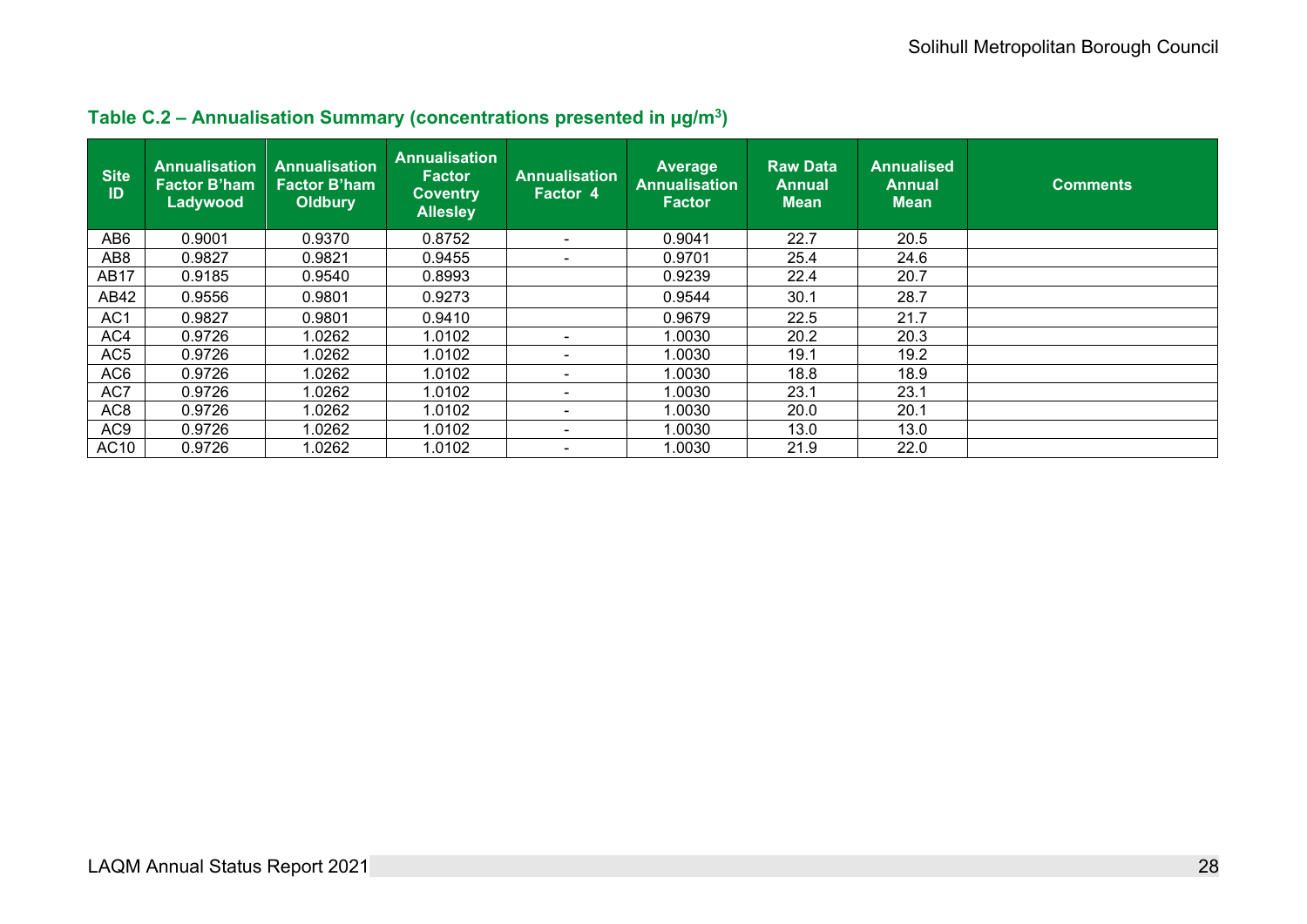### Table C.2 – Annualisation Summary (concentrations presented in µg/m³)

| Site ID | Annualisation Factor B'ham Ladywood | Annualisation Factor B'ham Oldbury | Annualisation Factor Coventry Allesley | Annualisation Factor 4 | Average Annualisation Factor | Raw Data Annual Mean | Annualised Annual Mean | Comments |
|---|---|---|---|---|---|---|---|---|
| AB6 | 0.9001 | 0.9370 | 0.8752 | - | 0.9041 | 22.7 | 20.5 | |
| AB8 | 0.9827 | 0.9821 | 0.9455 | - | 0.9701 | 25.4 | 24.6 | |
| AB17 | 0.9185 | 0.9540 | 0.8993 | | 0.9239 | 22.4 | 20.7 | |
| AB42 | 0.9556 | 0.9801 | 0.9273 | | 0.9544 | 30.1 | 28.7 | |
| AC1 | 0.9827 | 0.9801 | 0.9410 | | 0.9679 | 22.5 | 21.7 | |
| AC4 | 0.9726 | 1.0262 | 1.0102 | - | 1.0030 | 20.2 | 20.3 | |
| AC5 | 0.9726 | 1.0262 | 1.0102 | - | 1.0030 | 19.1 | 19.2 | |
| AC6 | 0.9726 | 1.0262 | 1.0102 | - | 1.0030 | 18.8 | 18.9 | |
| AC7 | 0.9726 | 1.0262 | 1.0102 | - | 1.0030 | 23.1 | 23.1 | |
| AC8 | 0.9726 | 1.0262 | 1.0102 | - | 1.0030 | 20.0 | 20.1 | |
| AC9 | 0.9726 | 1.0262 | 1.0102 | - | 1.0030 | 13.0 | 13.0 | |
| AC10 | 0.9726 | 1.0262 | 1.0102 | - | 1.0030 | 21.9 | 22.0 | |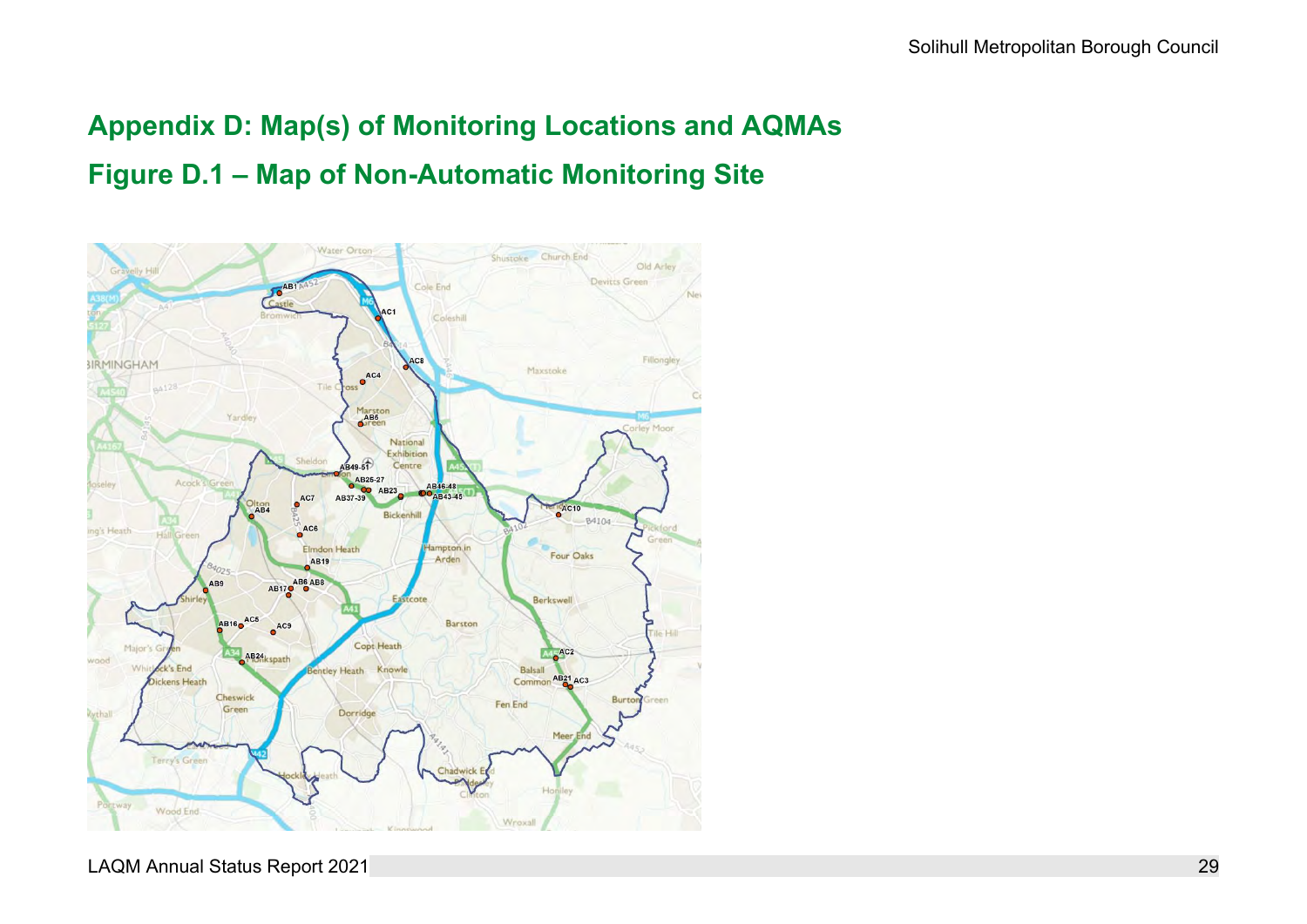# Appendix D: Map(s) of Monitoring Locations and AQMAs

## Figure D.1 – Map of Non-Automatic Monitoring Site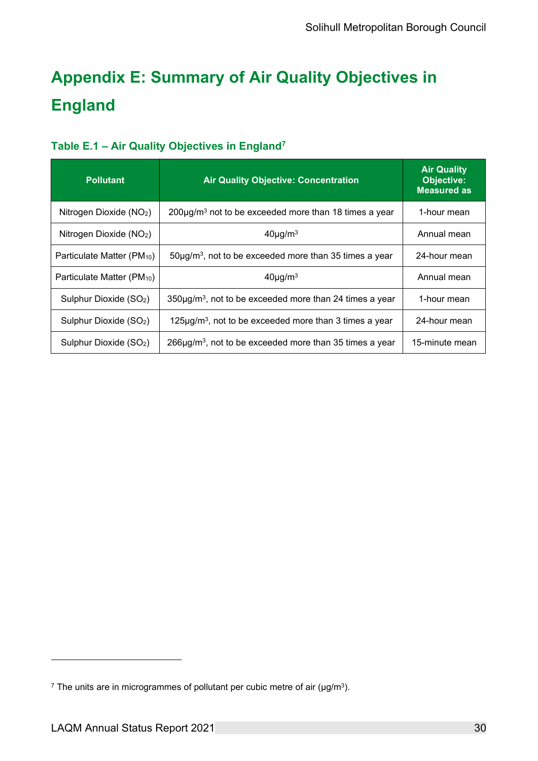# Appendix E: Summary of Air Quality Objectives in England

### Table E.1 – Air Quality Objectives in England[7]

| Pollutant | Air Quality Objective: Concentration | Air Quality Objective: Measured as |
|---|---|---|
| Nitrogen Dioxide ($NO_2$) | 200µg/m$^3$ not to be exceeded more than 18 times a year | 1-hour mean |
| Nitrogen Dioxide ($NO_2$) | 40µg/m$^3$ | Annual mean |
| Particulate Matter ($PM_{10}$) | 50µg/m$^3$, not to be exceeded more than 35 times a year | 24-hour mean |
| Particulate Matter ($PM_{10}$) | 40µg/m$^3$ | Annual mean |
| Sulphur Dioxide ($SO_2$) | 350µg/m$^3$, not to be exceeded more than 24 times a year | 1-hour mean |
| Sulphur Dioxide ($SO_2$) | 125µg/m$^3$, not to be exceeded more than 3 times a year | 24-hour mean |
| Sulphur Dioxide ($SO_2$) | 266µg/m$^3$, not to be exceeded more than 35 times a year | 15-minute mean |

[7] The units are in microgrammes of pollutant per cubic metre of air (µg/m$^3$).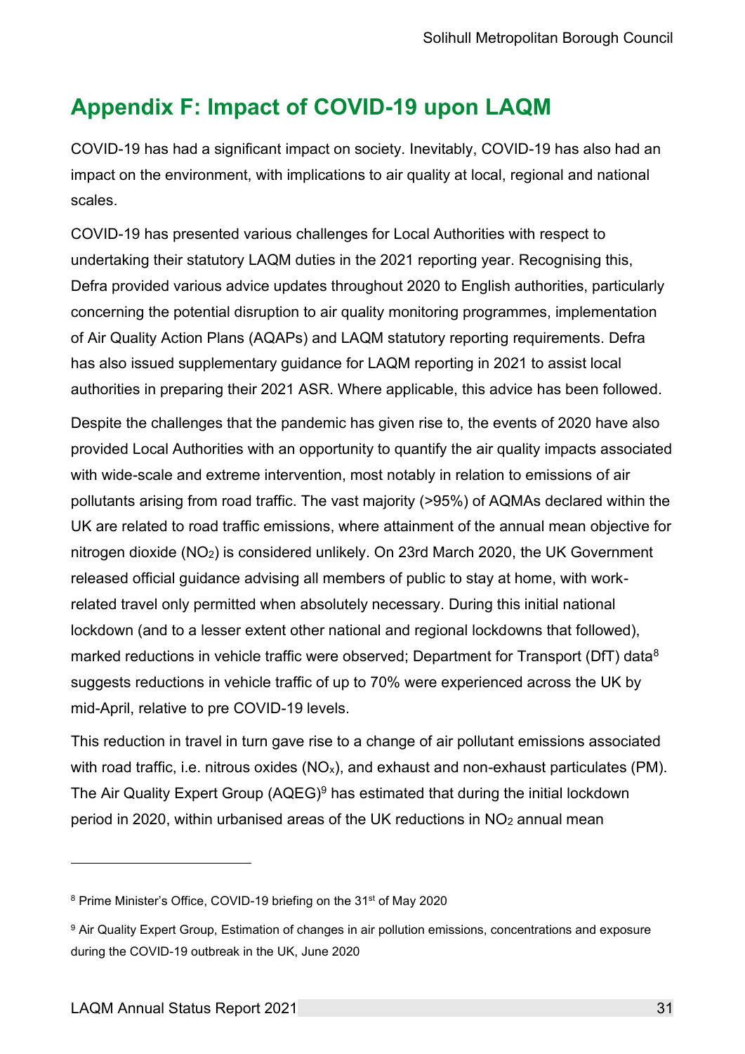# Appendix F: Impact of COVID-19 upon LAQM

COVID-19 has had a significant impact on society. Inevitably, COVID-19 has also had an impact on the environment, with implications to air quality at local, regional and national scales.

COVID-19 has presented various challenges for Local Authorities with respect to undertaking their statutory LAQM duties in the 2021 reporting year. Recognising this, Defra provided various advice updates throughout 2020 to English authorities, particularly concerning the potential disruption to air quality monitoring programmes, implementation of Air Quality Action Plans (AQAPs) and LAQM statutory reporting requirements. Defra has also issued supplementary guidance for LAQM reporting in 2021 to assist local authorities in preparing their 2021 ASR. Where applicable, this advice has been followed.

Despite the challenges that the pandemic has given rise to, the events of 2020 have also provided Local Authorities with an opportunity to quantify the air quality impacts associated with wide-scale and extreme intervention, most notably in relation to emissions of air pollutants arising from road traffic. The vast majority (>95%) of AQMAs declared within the UK are related to road traffic emissions, where attainment of the annual mean objective for nitrogen dioxide ($NO_2$) is considered unlikely. On 23rd March 2020, the UK Government released official guidance advising all members of public to stay at home, with work-related travel only permitted when absolutely necessary. During this initial national lockdown (and to a lesser extent other national and regional lockdowns that followed), marked reductions in vehicle traffic were observed; Department for Transport (DfT) data[8] suggests reductions in vehicle traffic of up to 70% were experienced across the UK by mid-April, relative to pre COVID-19 levels.

This reduction in travel in turn gave rise to a change of air pollutant emissions associated with road traffic, i.e. nitrous oxides ($NO_x$), and exhaust and non-exhaust particulates (PM). The Air Quality Expert Group (AQEG)[9] has estimated that during the initial lockdown period in 2020, within urbanised areas of the UK reductions in $NO_2$ annual mean

---

[8] Prime Minister's Office, COVID-19 briefing on the 31st of May 2020

[9] Air Quality Expert Group, Estimation of changes in air pollution emissions, concentrations and exposure during the COVID-19 outbreak in the UK, June 2020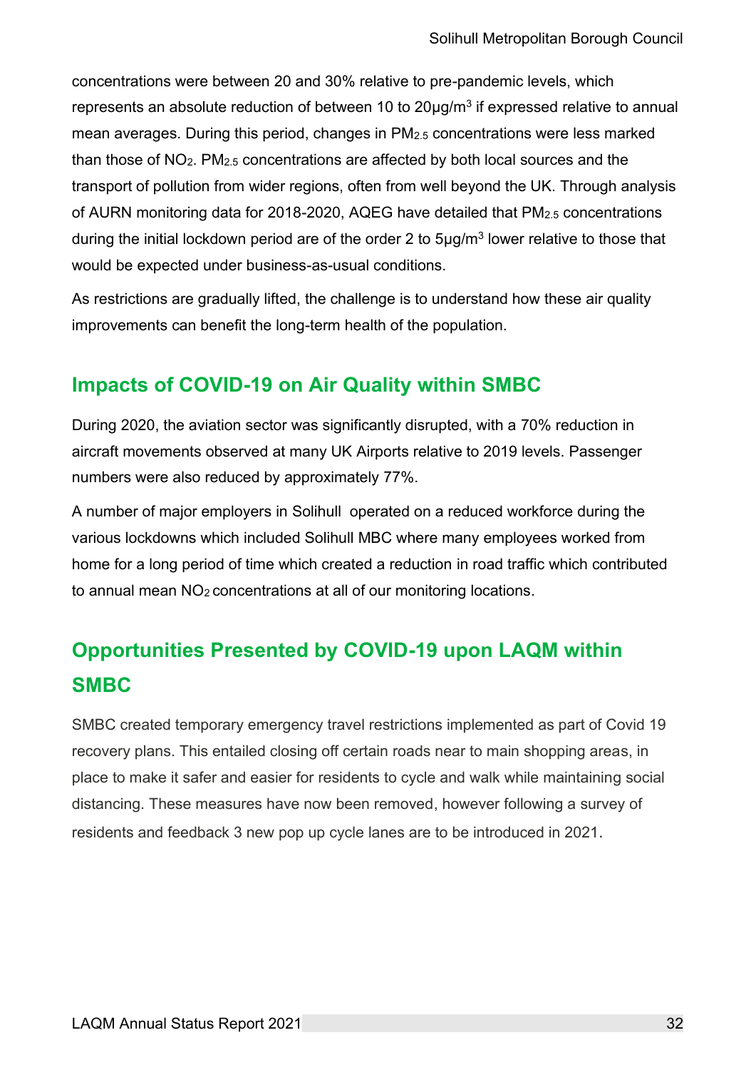concentrations were between 20 and 30% relative to pre-pandemic levels, which represents an absolute reduction of between 10 to 20µg/$m^3$ if expressed relative to annual mean averages. During this period, changes in $PM_{2.5}$ concentrations were less marked than those of $NO_2$. $PM_{2.5}$ concentrations are affected by both local sources and the transport of pollution from wider regions, often from well beyond the UK. Through analysis of AURN monitoring data for 2018-2020, AQEG have detailed that $PM_{2.5}$ concentrations during the initial lockdown period are of the order 2 to 5µg/$m^3$ lower relative to those that would be expected under business-as-usual conditions.

As restrictions are gradually lifted, the challenge is to understand how these air quality improvements can benefit the long-term health of the population.

## Impacts of COVID-19 on Air Quality within SMBC

During 2020, the aviation sector was significantly disrupted, with a 70% reduction in aircraft movements observed at many UK Airports relative to 2019 levels. Passenger numbers were also reduced by approximately 77%.

A number of major employers in Solihull operated on a reduced workforce during the various lockdowns which included Solihull MBC where many employees worked from home for a long period of time which created a reduction in road traffic which contributed to annual mean $NO_2$ concentrations at all of our monitoring locations.

## Opportunities Presented by COVID-19 upon LAQM within SMBC

SMBC created temporary emergency travel restrictions implemented as part of Covid 19 recovery plans. This entailed closing off certain roads near to main shopping areas, in place to make it safer and easier for residents to cycle and walk while maintaining social distancing. These measures have now been removed, however following a survey of residents and feedback 3 new pop up cycle lanes are to be introduced in 2021.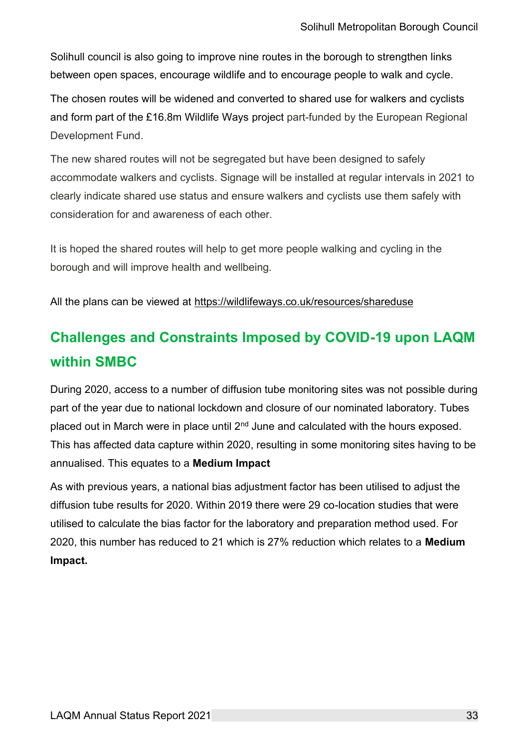Solihull council is also going to improve nine routes in the borough to strengthen links between open spaces, encourage wildlife and to encourage people to walk and cycle.

The chosen routes will be widened and converted to shared use for walkers and cyclists and form part of the £16.8m Wildlife Ways project part-funded by the European Regional Development Fund.

The new shared routes will not be segregated but have been designed to safely accommodate walkers and cyclists. Signage will be installed at regular intervals in 2021 to clearly indicate shared use status and ensure walkers and cyclists use them safely with consideration for and awareness of each other.

It is hoped the shared routes will help to get more people walking and cycling in the borough and will improve health and wellbeing.

All the plans can be viewed at https://wildlifeways.co.uk/resources/shareduse

## Challenges and Constraints Imposed by COVID-19 upon LAQM within SMBC

During 2020, access to a number of diffusion tube monitoring sites was not possible during part of the year due to national lockdown and closure of our nominated laboratory. Tubes placed out in March were in place until 2nd June and calculated with the hours exposed. This has affected data capture within 2020, resulting in some monitoring sites having to be annualised. This equates to a **Medium Impact**

As with previous years, a national bias adjustment factor has been utilised to adjust the diffusion tube results for 2020. Within 2019 there were 29 co-location studies that were utilised to calculate the bias factor for the laboratory and preparation method used. For 2020, this number has reduced to 21 which is 27% reduction which relates to a **Medium Impact.**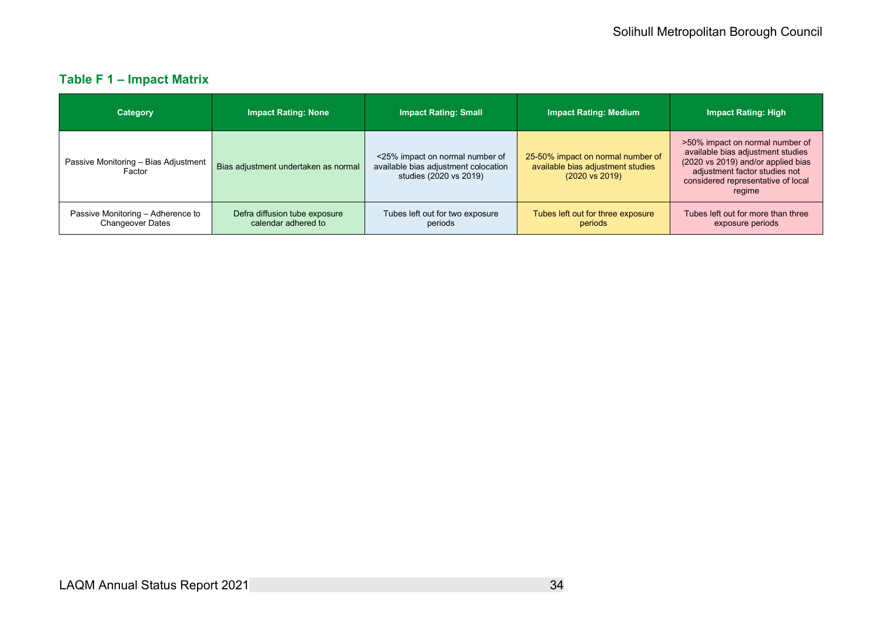### Table F 1 – Impact Matrix

| Category | Impact Rating: None | Impact Rating: Small | Impact Rating: Medium | Impact Rating: High |
|---|---|---|---|---|
| Passive Monitoring – Bias Adjustment Factor | Bias adjustment undertaken as normal | <25% impact on normal number of available bias adjustment colocation studies (2020 vs 2019) | 25-50% impact on normal number of available bias adjustment studies (2020 vs 2019) | >50% impact on normal number of available bias adjustment studies (2020 vs 2019) and/or applied bias adjustment factor studies not considered representative of local regime |
| Passive Monitoring – Adherence to Changeover Dates | Defra diffusion tube exposure calendar adhered to | Tubes left out for two exposure periods | Tubes left out for three exposure periods | Tubes left out for more than three exposure periods |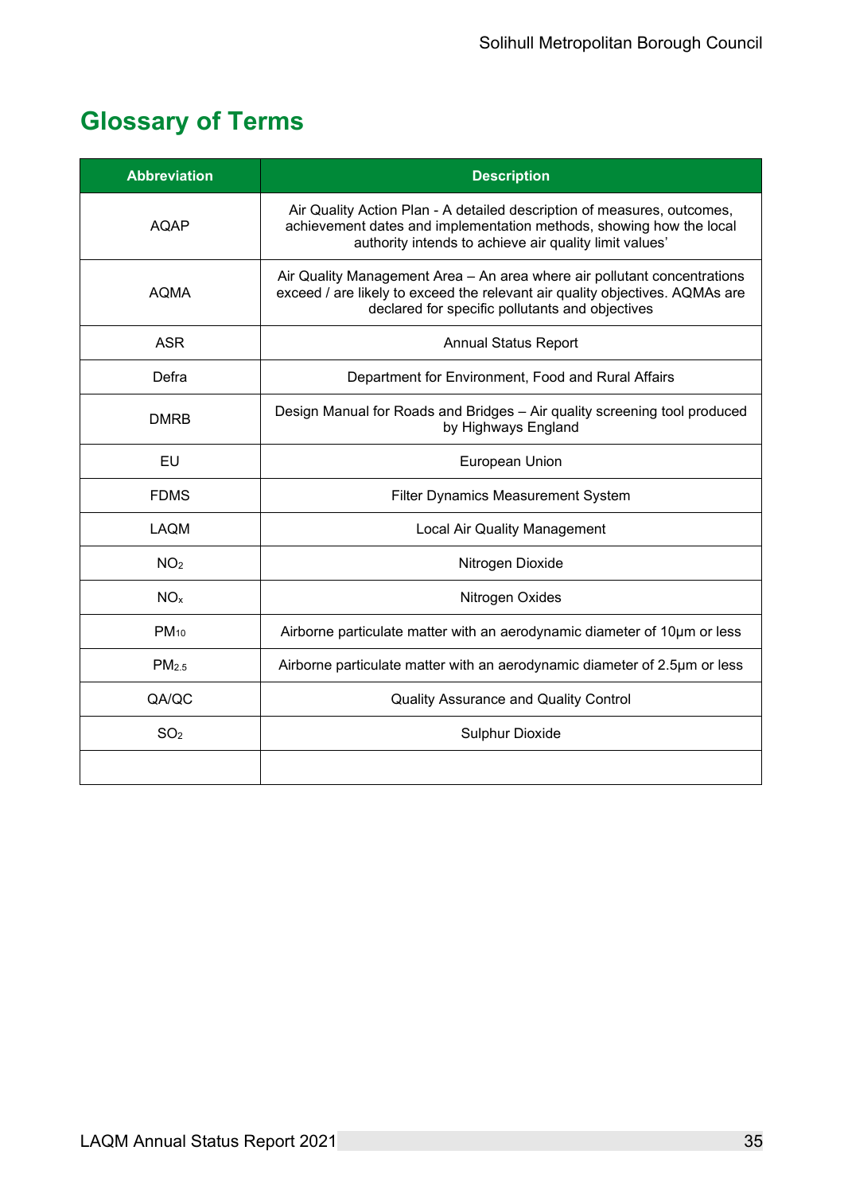# Glossary of Terms

| Abbreviation | Description |
|---|---|
| AQAP | Air Quality Action Plan - A detailed description of measures, outcomes, achievement dates and implementation methods, showing how the local authority intends to achieve air quality limit values' |
| AQMA | Air Quality Management Area – An area where air pollutant concentrations exceed / are likely to exceed the relevant air quality objectives. AQMAs are declared for specific pollutants and objectives |
| ASR | Annual Status Report |
| Defra | Department for Environment, Food and Rural Affairs |
| DMRB | Design Manual for Roads and Bridges – Air quality screening tool produced by Highways England |
| EU | European Union |
| FDMS | Filter Dynamics Measurement System |
| LAQM | Local Air Quality Management |
| $NO_2$ | Nitrogen Dioxide |
| $NO_x$ | Nitrogen Oxides |
| $PM_{10}$ | Airborne particulate matter with an aerodynamic diameter of 10µm or less |
| $PM_{2.5}$ | Airborne particulate matter with an aerodynamic diameter of 2.5µm or less |
| QA/QC | Quality Assurance and Quality Control |
| $SO_2$ | Sulphur Dioxide |
| | |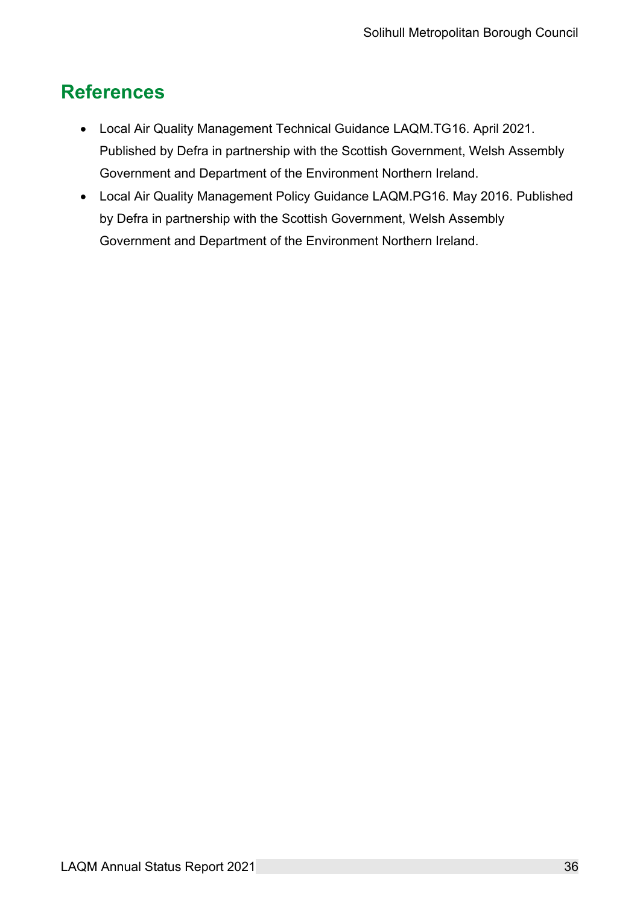## References

- Local Air Quality Management Technical Guidance LAQM.TG16. April 2021. Published by Defra in partnership with the Scottish Government, Welsh Assembly Government and Department of the Environment Northern Ireland.
- Local Air Quality Management Policy Guidance LAQM.PG16. May 2016. Published by Defra in partnership with the Scottish Government, Welsh Assembly Government and Department of the Environment Northern Ireland.